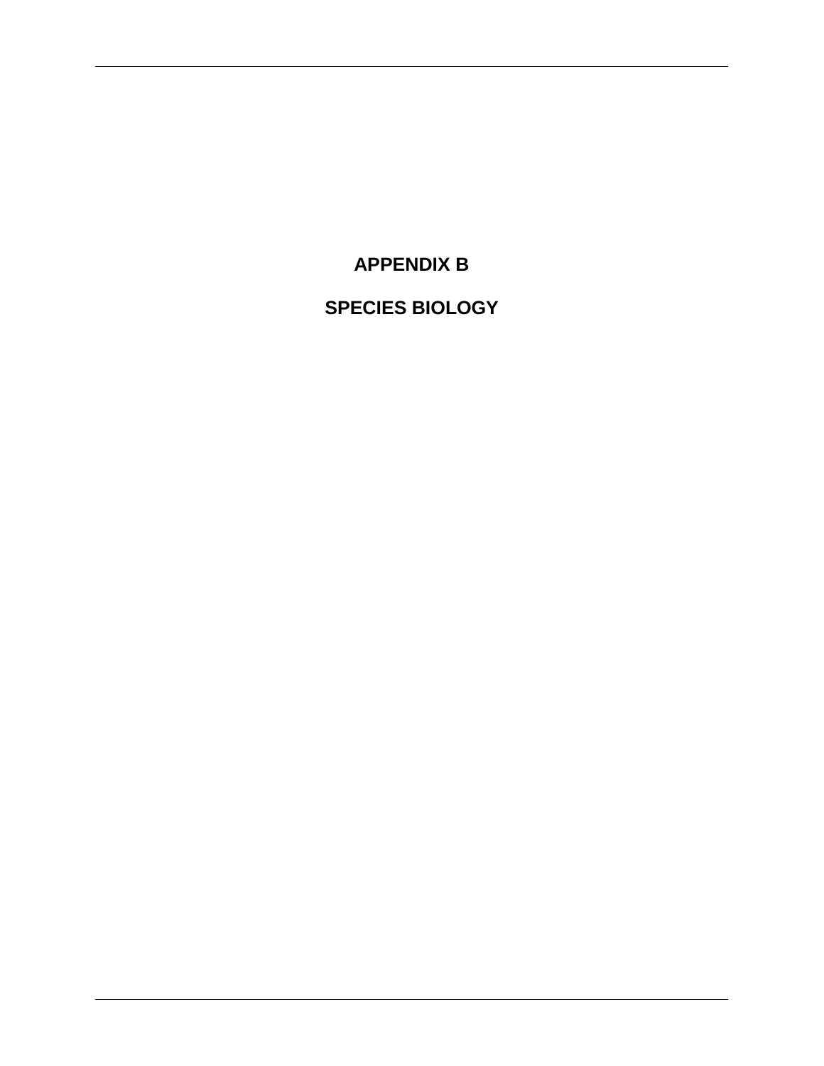# APPENDIX B

# SPECIES BIOLOGY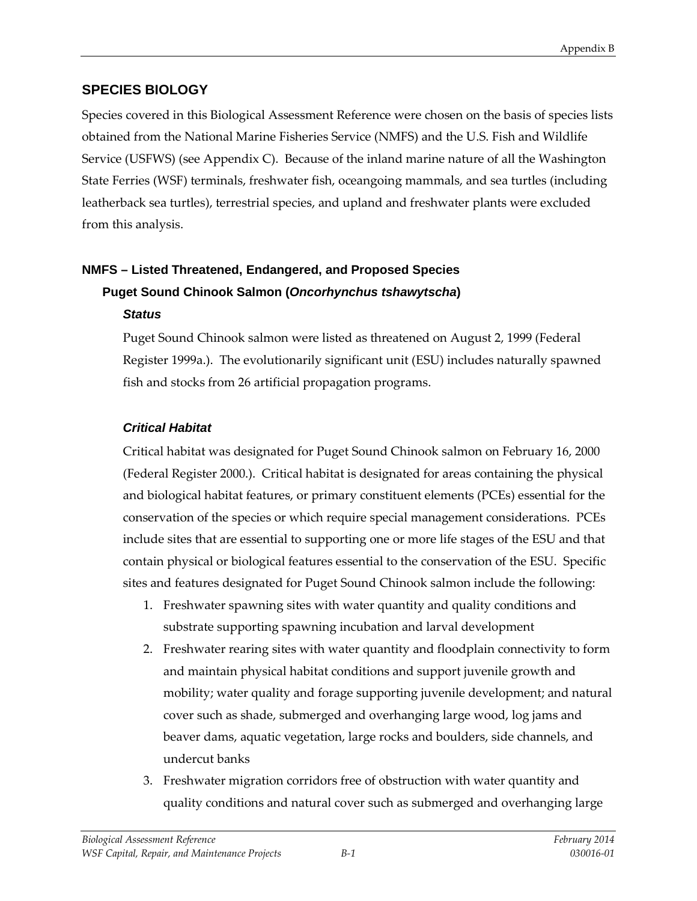## SPECIES BIOLOGY

Species covered in this Biological Assessment Reference were chosen on the basis of species lists obtained from the National Marine Fisheries Service (NMFS) and the U.S. Fish and Wildlife Service (USFWS) (see Appendix C). Because of the inland marine nature of all the Washington State Ferries (WSF) terminals, freshwater fish, oceangoing mammals, and sea turtles (including leatherback sea turtles), terrestrial species, and upland and freshwater plants were excluded from this analysis.

### NMFS – Listed Threatened, Endangered, and Proposed Species

#### Puget Sound Chinook Salmon (*Oncorhynchus tshawytscha*)

##### *Status*

Puget Sound Chinook salmon were listed as threatened on August 2, 1999 (Federal Register 1999a.). The evolutionarily significant unit (ESU) includes naturally spawned fish and stocks from 26 artificial propagation programs.

##### *Critical Habitat*

Critical habitat was designated for Puget Sound Chinook salmon on February 16, 2000 (Federal Register 2000.). Critical habitat is designated for areas containing the physical and biological habitat features, or primary constituent elements (PCEs) essential for the conservation of the species or which require special management considerations. PCEs include sites that are essential to supporting one or more life stages of the ESU and that contain physical or biological features essential to the conservation of the ESU. Specific sites and features designated for Puget Sound Chinook salmon include the following:

1. Freshwater spawning sites with water quantity and quality conditions and substrate supporting spawning incubation and larval development
2. Freshwater rearing sites with water quantity and floodplain connectivity to form and maintain physical habitat conditions and support juvenile growth and mobility; water quality and forage supporting juvenile development; and natural cover such as shade, submerged and overhanging large wood, log jams and beaver dams, aquatic vegetation, large rocks and boulders, side channels, and undercut banks
3. Freshwater migration corridors free of obstruction with water quantity and quality conditions and natural cover such as submerged and overhanging large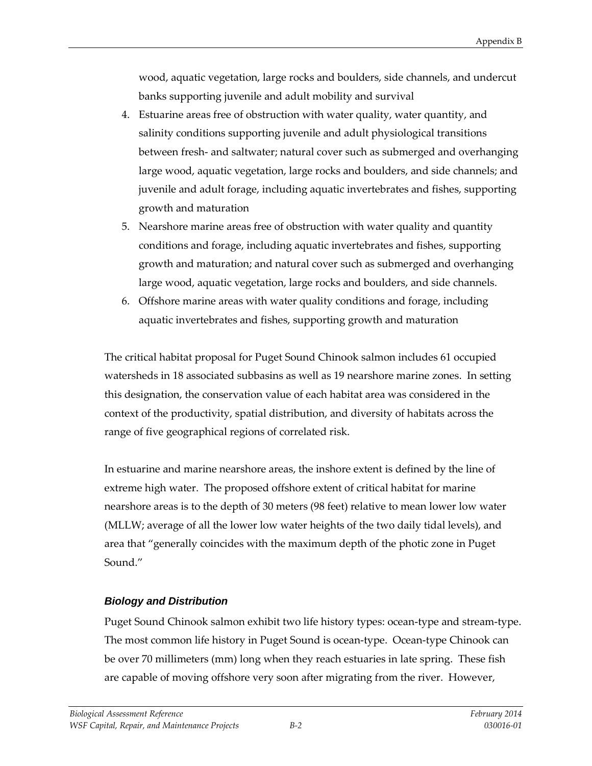wood, aquatic vegetation, large rocks and boulders, side channels, and undercut banks supporting juvenile and adult mobility and survival

4. Estuarine areas free of obstruction with water quality, water quantity, and salinity conditions supporting juvenile and adult physiological transitions between fresh- and saltwater; natural cover such as submerged and overhanging large wood, aquatic vegetation, large rocks and boulders, and side channels; and juvenile and adult forage, including aquatic invertebrates and fishes, supporting growth and maturation
5. Nearshore marine areas free of obstruction with water quality and quantity conditions and forage, including aquatic invertebrates and fishes, supporting growth and maturation; and natural cover such as submerged and overhanging large wood, aquatic vegetation, large rocks and boulders, and side channels.
6. Offshore marine areas with water quality conditions and forage, including aquatic invertebrates and fishes, supporting growth and maturation

The critical habitat proposal for Puget Sound Chinook salmon includes 61 occupied watersheds in 18 associated subbasins as well as 19 nearshore marine zones. In setting this designation, the conservation value of each habitat area was considered in the context of the productivity, spatial distribution, and diversity of habitats across the range of five geographical regions of correlated risk.

In estuarine and marine nearshore areas, the inshore extent is defined by the line of extreme high water. The proposed offshore extent of critical habitat for marine nearshore areas is to the depth of 30 meters (98 feet) relative to mean lower low water (MLLW; average of all the lower low water heights of the two daily tidal levels), and area that "generally coincides with the maximum depth of the photic zone in Puget Sound."

### *Biology and Distribution*

Puget Sound Chinook salmon exhibit two life history types: ocean-type and stream-type. The most common life history in Puget Sound is ocean-type. Ocean-type Chinook can be over 70 millimeters (mm) long when they reach estuaries in late spring. These fish are capable of moving offshore very soon after migrating from the river. However,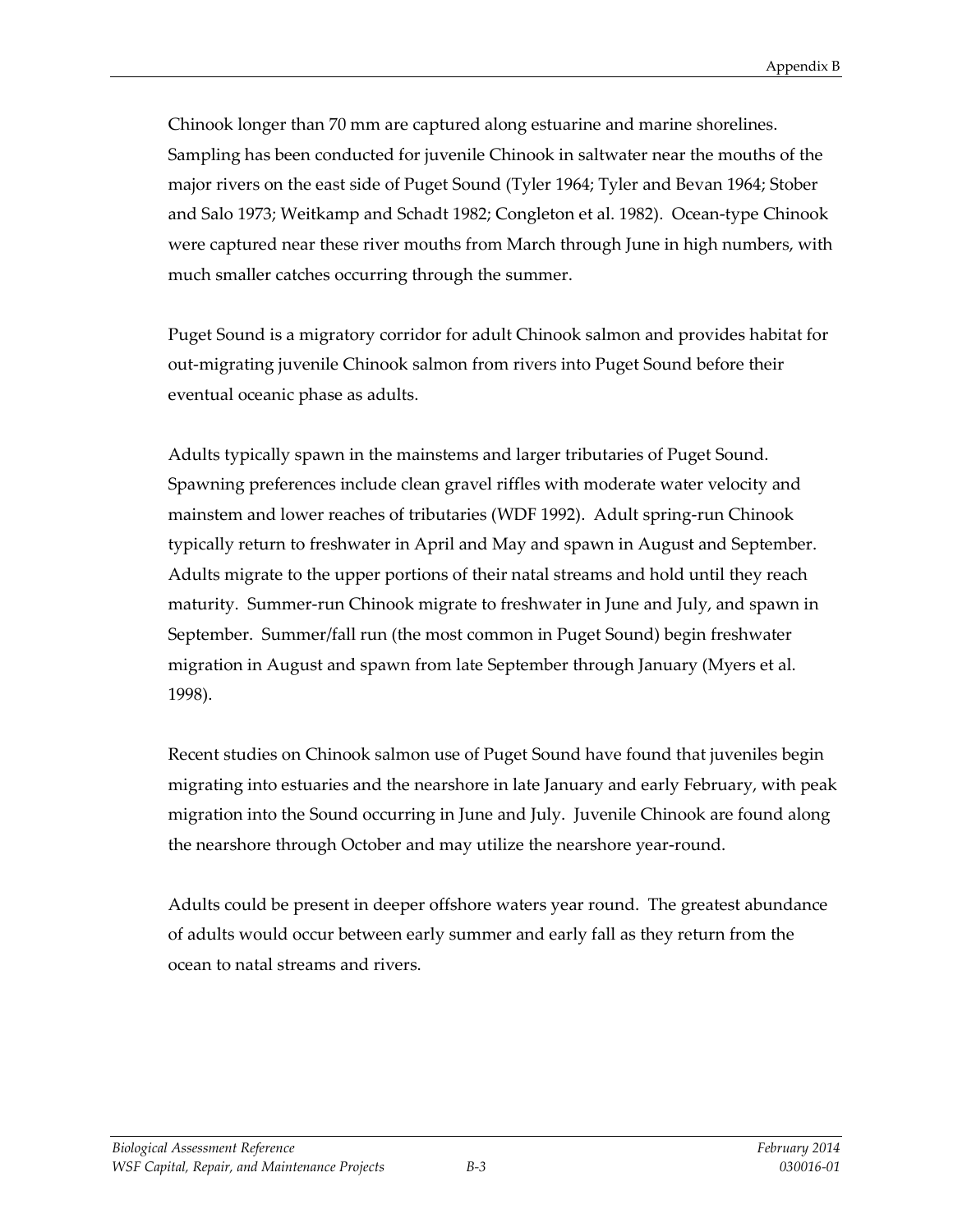Chinook longer than 70 mm are captured along estuarine and marine shorelines. Sampling has been conducted for juvenile Chinook in saltwater near the mouths of the major rivers on the east side of Puget Sound (Tyler 1964; Tyler and Bevan 1964; Stober and Salo 1973; Weitkamp and Schadt 1982; Congleton et al. 1982). Ocean-type Chinook were captured near these river mouths from March through June in high numbers, with much smaller catches occurring through the summer.

Puget Sound is a migratory corridor for adult Chinook salmon and provides habitat for out-migrating juvenile Chinook salmon from rivers into Puget Sound before their eventual oceanic phase as adults.

Adults typically spawn in the mainstems and larger tributaries of Puget Sound. Spawning preferences include clean gravel riffles with moderate water velocity and mainstem and lower reaches of tributaries (WDF 1992). Adult spring-run Chinook typically return to freshwater in April and May and spawn in August and September. Adults migrate to the upper portions of their natal streams and hold until they reach maturity. Summer-run Chinook migrate to freshwater in June and July, and spawn in September. Summer/fall run (the most common in Puget Sound) begin freshwater migration in August and spawn from late September through January (Myers et al. 1998).

Recent studies on Chinook salmon use of Puget Sound have found that juveniles begin migrating into estuaries and the nearshore in late January and early February, with peak migration into the Sound occurring in June and July. Juvenile Chinook are found along the nearshore through October and may utilize the nearshore year-round.

Adults could be present in deeper offshore waters year round. The greatest abundance of adults would occur between early summer and early fall as they return from the ocean to natal streams and rivers.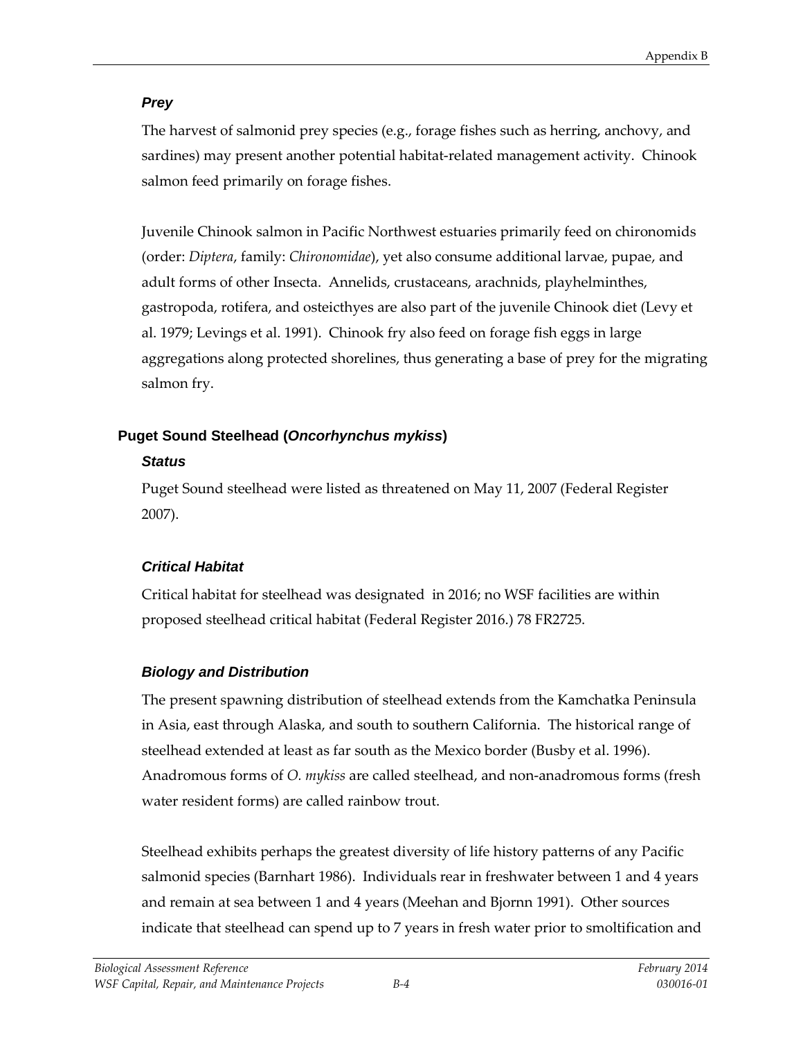### *Prey*

The harvest of salmonid prey species (e.g., forage fishes such as herring, anchovy, and sardines) may present another potential habitat-related management activity. Chinook salmon feed primarily on forage fishes.

Juvenile Chinook salmon in Pacific Northwest estuaries primarily feed on chironomids (order: *Diptera*, family: *Chironomidae*), yet also consume additional larvae, pupae, and adult forms of other Insecta. Annelids, crustaceans, arachnids, playhelminthes, gastropoda, rotifera, and osteicthyes are also part of the juvenile Chinook diet (Levy et al. 1979; Levings et al. 1991). Chinook fry also feed on forage fish eggs in large aggregations along protected shorelines, thus generating a base of prey for the migrating salmon fry.

## Puget Sound Steelhead (*Oncorhynchus mykiss*)

### *Status*

Puget Sound steelhead were listed as threatened on May 11, 2007 (Federal Register 2007).

### *Critical Habitat*

Critical habitat for steelhead was designated in 2016; no WSF facilities are within proposed steelhead critical habitat (Federal Register 2016.) 78 FR2725.

### *Biology and Distribution*

The present spawning distribution of steelhead extends from the Kamchatka Peninsula in Asia, east through Alaska, and south to southern California. The historical range of steelhead extended at least as far south as the Mexico border (Busby et al. 1996). Anadromous forms of *O. mykiss* are called steelhead, and non-anadromous forms (fresh water resident forms) are called rainbow trout.

Steelhead exhibits perhaps the greatest diversity of life history patterns of any Pacific salmonid species (Barnhart 1986). Individuals rear in freshwater between 1 and 4 years and remain at sea between 1 and 4 years (Meehan and Bjornn 1991). Other sources indicate that steelhead can spend up to 7 years in fresh water prior to smoltification and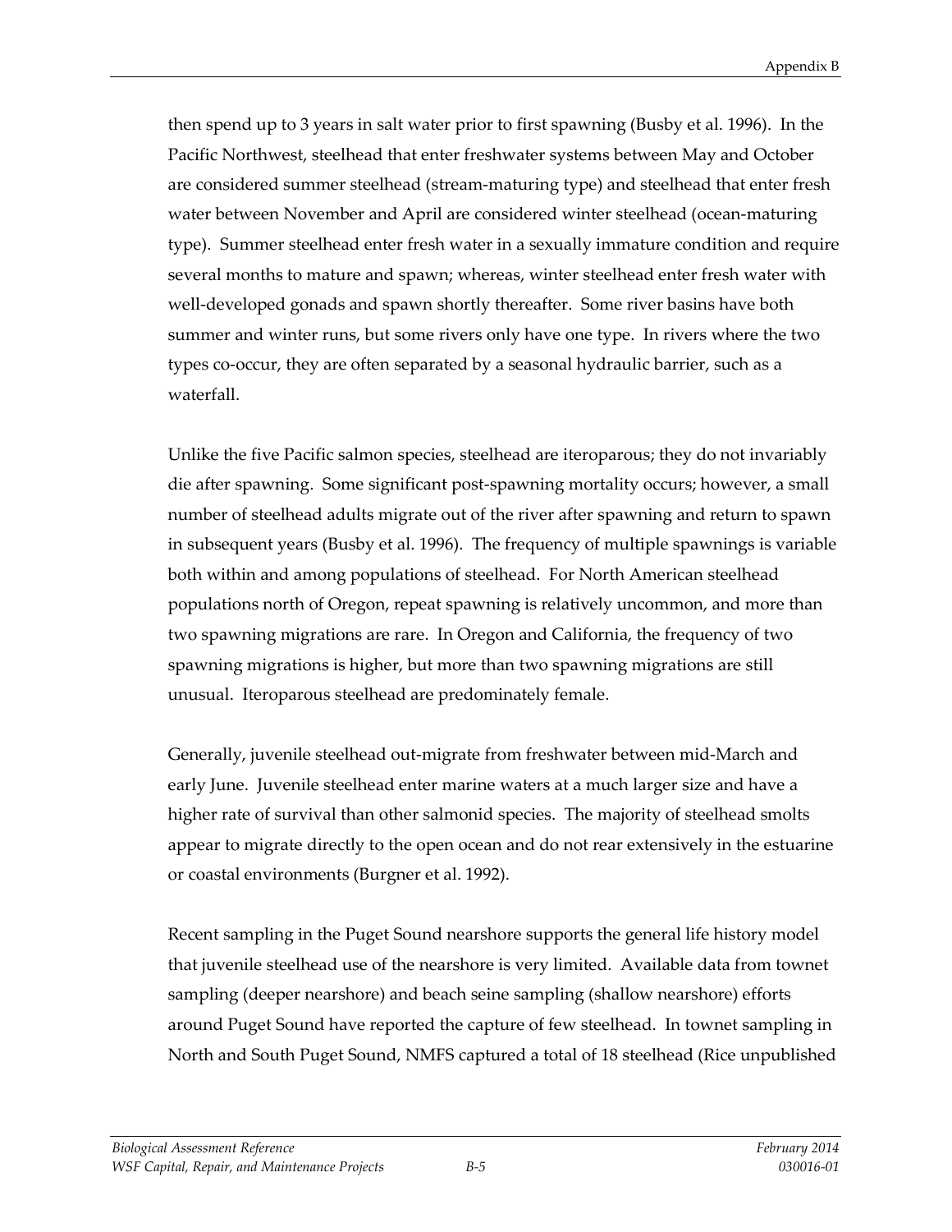then spend up to 3 years in salt water prior to first spawning (Busby et al. 1996). In the Pacific Northwest, steelhead that enter freshwater systems between May and October are considered summer steelhead (stream-maturing type) and steelhead that enter fresh water between November and April are considered winter steelhead (ocean-maturing type). Summer steelhead enter fresh water in a sexually immature condition and require several months to mature and spawn; whereas, winter steelhead enter fresh water with well-developed gonads and spawn shortly thereafter. Some river basins have both summer and winter runs, but some rivers only have one type. In rivers where the two types co-occur, they are often separated by a seasonal hydraulic barrier, such as a waterfall.

Unlike the five Pacific salmon species, steelhead are iteroparous; they do not invariably die after spawning. Some significant post-spawning mortality occurs; however, a small number of steelhead adults migrate out of the river after spawning and return to spawn in subsequent years (Busby et al. 1996). The frequency of multiple spawnings is variable both within and among populations of steelhead. For North American steelhead populations north of Oregon, repeat spawning is relatively uncommon, and more than two spawning migrations are rare. In Oregon and California, the frequency of two spawning migrations is higher, but more than two spawning migrations are still unusual. Iteroparous steelhead are predominately female.

Generally, juvenile steelhead out-migrate from freshwater between mid-March and early June. Juvenile steelhead enter marine waters at a much larger size and have a higher rate of survival than other salmonid species. The majority of steelhead smolts appear to migrate directly to the open ocean and do not rear extensively in the estuarine or coastal environments (Burgner et al. 1992).

Recent sampling in the Puget Sound nearshore supports the general life history model that juvenile steelhead use of the nearshore is very limited. Available data from townet sampling (deeper nearshore) and beach seine sampling (shallow nearshore) efforts around Puget Sound have reported the capture of few steelhead. In townet sampling in North and South Puget Sound, NMFS captured a total of 18 steelhead (Rice unpublished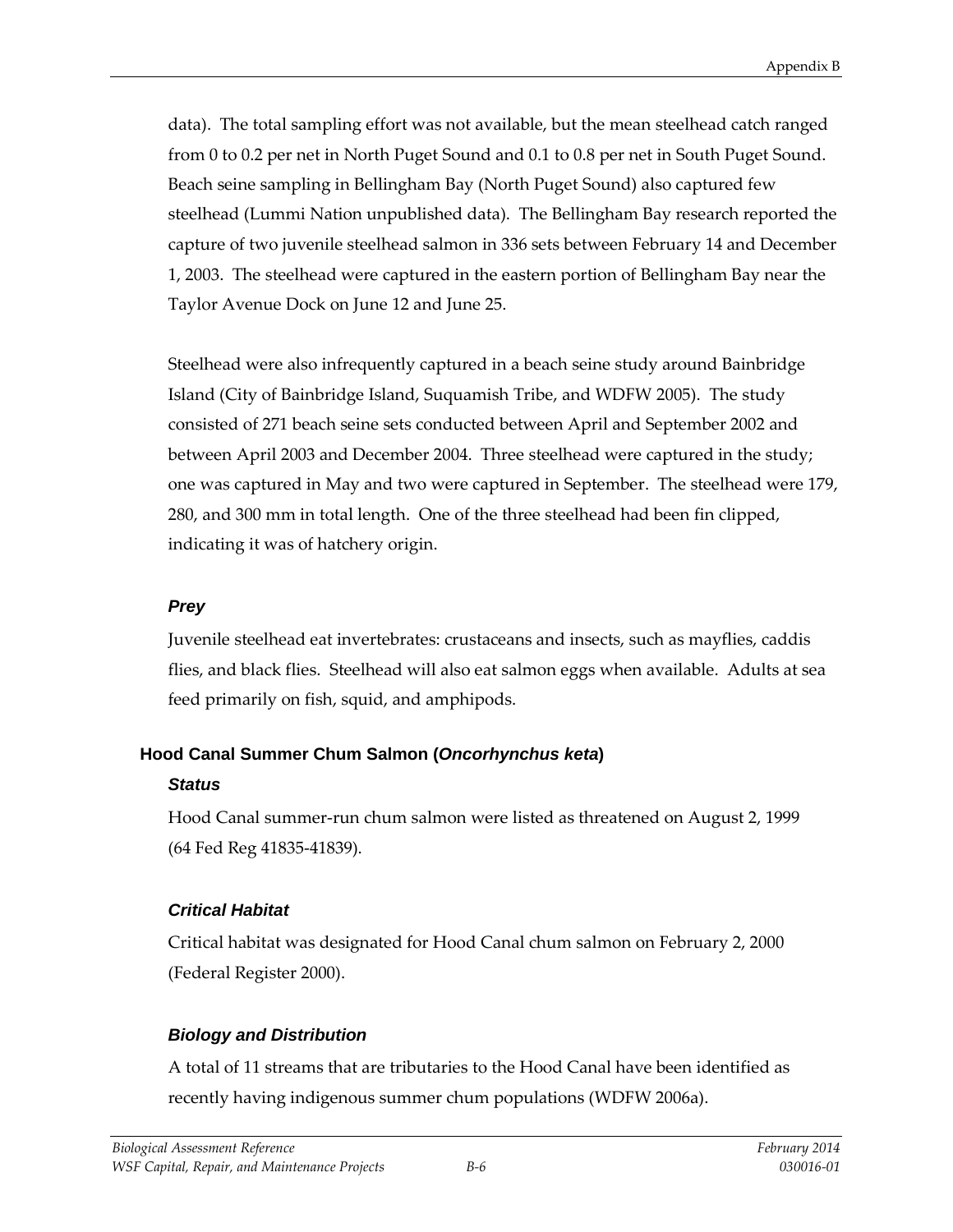data). The total sampling effort was not available, but the mean steelhead catch ranged from 0 to 0.2 per net in North Puget Sound and 0.1 to 0.8 per net in South Puget Sound. Beach seine sampling in Bellingham Bay (North Puget Sound) also captured few steelhead (Lummi Nation unpublished data). The Bellingham Bay research reported the capture of two juvenile steelhead salmon in 336 sets between February 14 and December 1, 2003. The steelhead were captured in the eastern portion of Bellingham Bay near the Taylor Avenue Dock on June 12 and June 25.

Steelhead were also infrequently captured in a beach seine study around Bainbridge Island (City of Bainbridge Island, Suquamish Tribe, and WDFW 2005). The study consisted of 271 beach seine sets conducted between April and September 2002 and between April 2003 and December 2004. Three steelhead were captured in the study; one was captured in May and two were captured in September. The steelhead were 179, 280, and 300 mm in total length. One of the three steelhead had been fin clipped, indicating it was of hatchery origin.

#### *Prey*

Juvenile steelhead eat invertebrates: crustaceans and insects, such as mayflies, caddis flies, and black flies. Steelhead will also eat salmon eggs when available. Adults at sea feed primarily on fish, squid, and amphipods.

### Hood Canal Summer Chum Salmon (*Oncorhynchus keta*)

#### *Status*

Hood Canal summer-run chum salmon were listed as threatened on August 2, 1999 (64 Fed Reg 41835-41839).

#### *Critical Habitat*

Critical habitat was designated for Hood Canal chum salmon on February 2, 2000 (Federal Register 2000).

#### *Biology and Distribution*

A total of 11 streams that are tributaries to the Hood Canal have been identified as recently having indigenous summer chum populations (WDFW 2006a).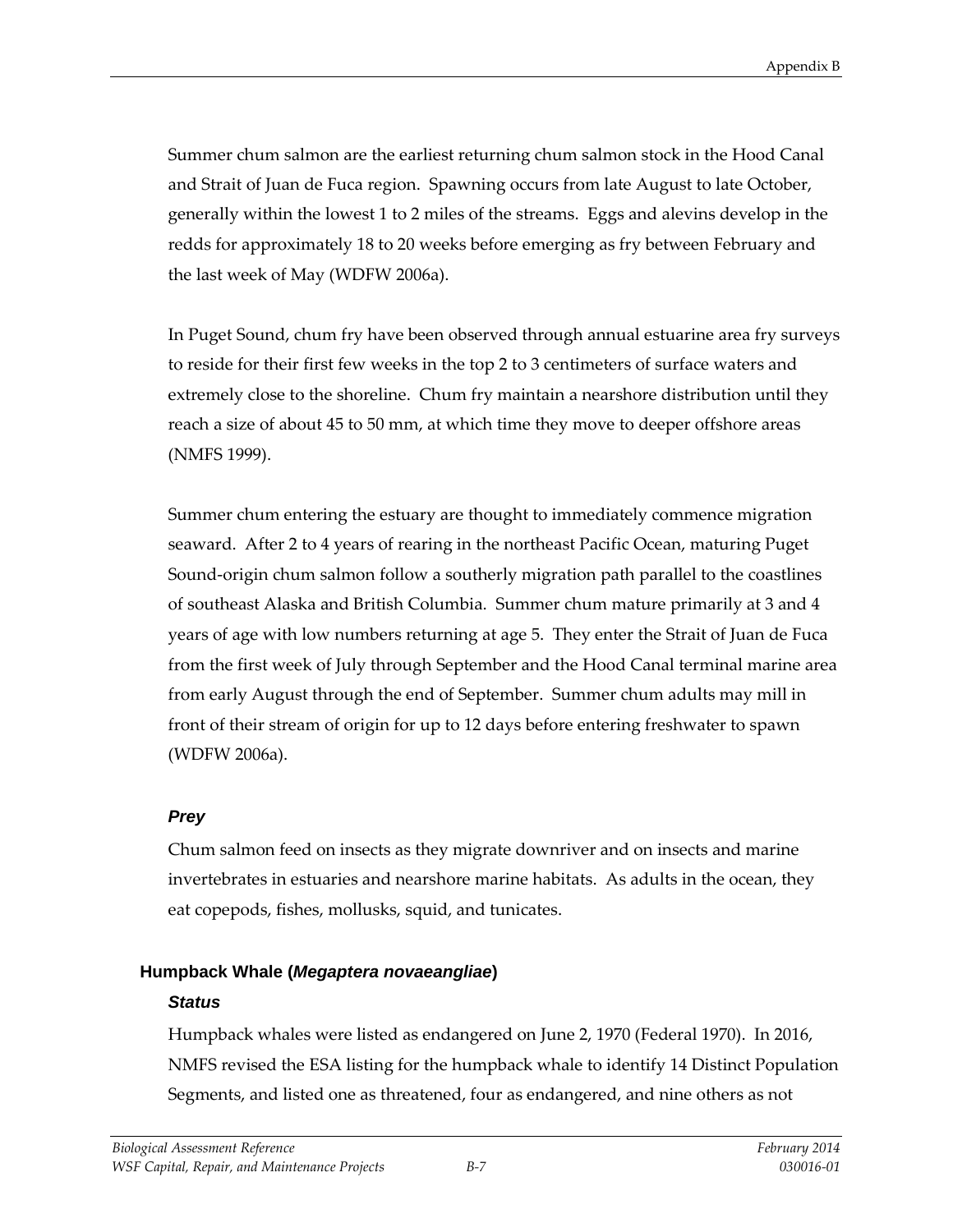Summer chum salmon are the earliest returning chum salmon stock in the Hood Canal and Strait of Juan de Fuca region. Spawning occurs from late August to late October, generally within the lowest 1 to 2 miles of the streams. Eggs and alevins develop in the redds for approximately 18 to 20 weeks before emerging as fry between February and the last week of May (WDFW 2006a).

In Puget Sound, chum fry have been observed through annual estuarine area fry surveys to reside for their first few weeks in the top 2 to 3 centimeters of surface waters and extremely close to the shoreline. Chum fry maintain a nearshore distribution until they reach a size of about 45 to 50 mm, at which time they move to deeper offshore areas (NMFS 1999).

Summer chum entering the estuary are thought to immediately commence migration seaward. After 2 to 4 years of rearing in the northeast Pacific Ocean, maturing Puget Sound-origin chum salmon follow a southerly migration path parallel to the coastlines of southeast Alaska and British Columbia. Summer chum mature primarily at 3 and 4 years of age with low numbers returning at age 5. They enter the Strait of Juan de Fuca from the first week of July through September and the Hood Canal terminal marine area from early August through the end of September. Summer chum adults may mill in front of their stream of origin for up to 12 days before entering freshwater to spawn (WDFW 2006a).

#### *Prey*

Chum salmon feed on insects as they migrate downriver and on insects and marine invertebrates in estuaries and nearshore marine habitats. As adults in the ocean, they eat copepods, fishes, mollusks, squid, and tunicates.

### Humpback Whale (*Megaptera novaeangliae*)

#### *Status*

Humpback whales were listed as endangered on June 2, 1970 (Federal 1970). In 2016, NMFS revised the ESA listing for the humpback whale to identify 14 Distinct Population Segments, and listed one as threatened, four as endangered, and nine others as not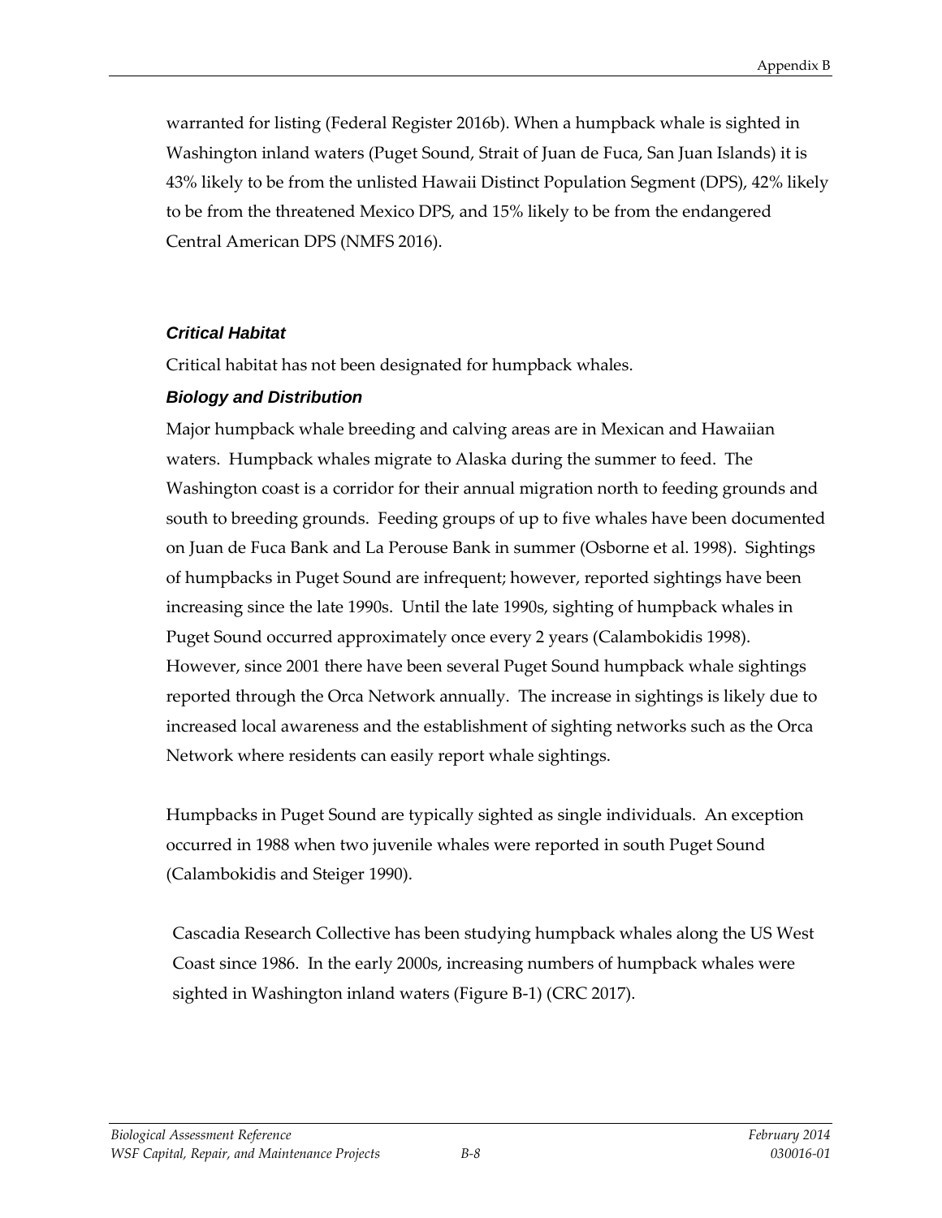warranted for listing (Federal Register 2016b). When a humpback whale is sighted in Washington inland waters (Puget Sound, Strait of Juan de Fuca, San Juan Islands) it is 43% likely to be from the unlisted Hawaii Distinct Population Segment (DPS), 42% likely to be from the threatened Mexico DPS, and 15% likely to be from the endangered Central American DPS (NMFS 2016).

#### *Critical Habitat*

Critical habitat has not been designated for humpback whales.

#### *Biology and Distribution*

Major humpback whale breeding and calving areas are in Mexican and Hawaiian waters. Humpback whales migrate to Alaska during the summer to feed. The Washington coast is a corridor for their annual migration north to feeding grounds and south to breeding grounds. Feeding groups of up to five whales have been documented on Juan de Fuca Bank and La Perouse Bank in summer (Osborne et al. 1998). Sightings of humpbacks in Puget Sound are infrequent; however, reported sightings have been increasing since the late 1990s. Until the late 1990s, sighting of humpback whales in Puget Sound occurred approximately once every 2 years (Calambokidis 1998). However, since 2001 there have been several Puget Sound humpback whale sightings reported through the Orca Network annually. The increase in sightings is likely due to increased local awareness and the establishment of sighting networks such as the Orca Network where residents can easily report whale sightings.

Humpbacks in Puget Sound are typically sighted as single individuals. An exception occurred in 1988 when two juvenile whales were reported in south Puget Sound (Calambokidis and Steiger 1990).

Cascadia Research Collective has been studying humpback whales along the US West Coast since 1986. In the early 2000s, increasing numbers of humpback whales were sighted in Washington inland waters (Figure B-1) (CRC 2017).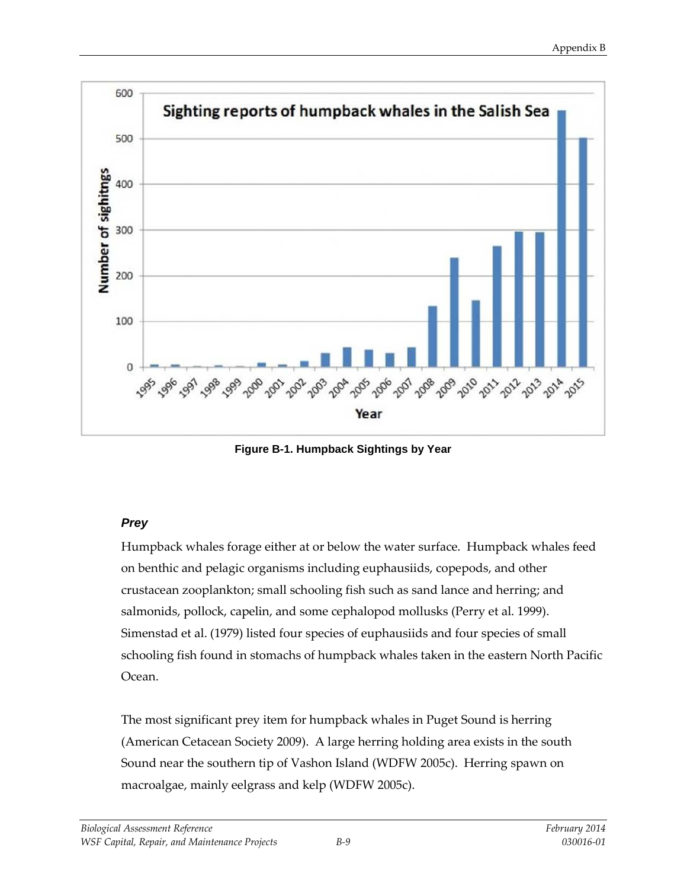Figure B-1. Humpback Sightings by Year

### *Prey*

Humpback whales forage either at or below the water surface. Humpback whales feed on benthic and pelagic organisms including euphausiids, copepods, and other crustacean zooplankton; small schooling fish such as sand lance and herring; and salmonids, pollock, capelin, and some cephalopod mollusks (Perry et al. 1999). Simenstad et al. (1979) listed four species of euphausiids and four species of small schooling fish found in stomachs of humpback whales taken in the eastern North Pacific Ocean.

The most significant prey item for humpback whales in Puget Sound is herring (American Cetacean Society 2009). A large herring holding area exists in the south Sound near the southern tip of Vashon Island (WDFW 2005c). Herring spawn on macroalgae, mainly eelgrass and kelp (WDFW 2005c).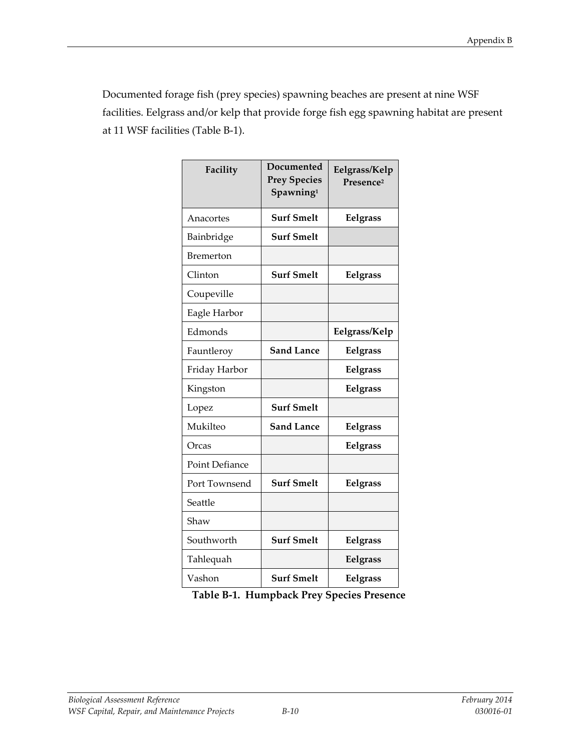Documented forage fish (prey species) spawning beaches are present at nine WSF facilities. Eelgrass and/or kelp that provide forge fish egg spawning habitat are present at 11 WSF facilities (Table B-1).

| Facility | Documented Prey Species Spawning[1] | Eelgrass/Kelp Presence[2] |
|---|---|---|
| Anacortes | **Surf Smelt** | **Eelgrass** |
| Bainbridge | **Surf Smelt** | |
| Bremerton | | |
| Clinton | **Surf Smelt** | **Eelgrass** |
| Coupeville | | |
| Eagle Harbor | | |
| Edmonds | | **Eelgrass/Kelp** |
| Fauntleroy | **Sand Lance** | **Eelgrass** |
| Friday Harbor | | **Eelgrass** |
| Kingston | | **Eelgrass** |
| Lopez | **Surf Smelt** | |
| Mukilteo | **Sand Lance** | **Eelgrass** |
| Orcas | | **Eelgrass** |
| Point Defiance | | |
| Port Townsend | **Surf Smelt** | **Eelgrass** |
| Seattle | | |
| Shaw | | |
| Southworth | **Surf Smelt** | **Eelgrass** |
| Tahlequah | | **Eelgrass** |
| Vashon | **Surf Smelt** | **Eelgrass** |

**Table B-1. Humpback Prey Species Presence**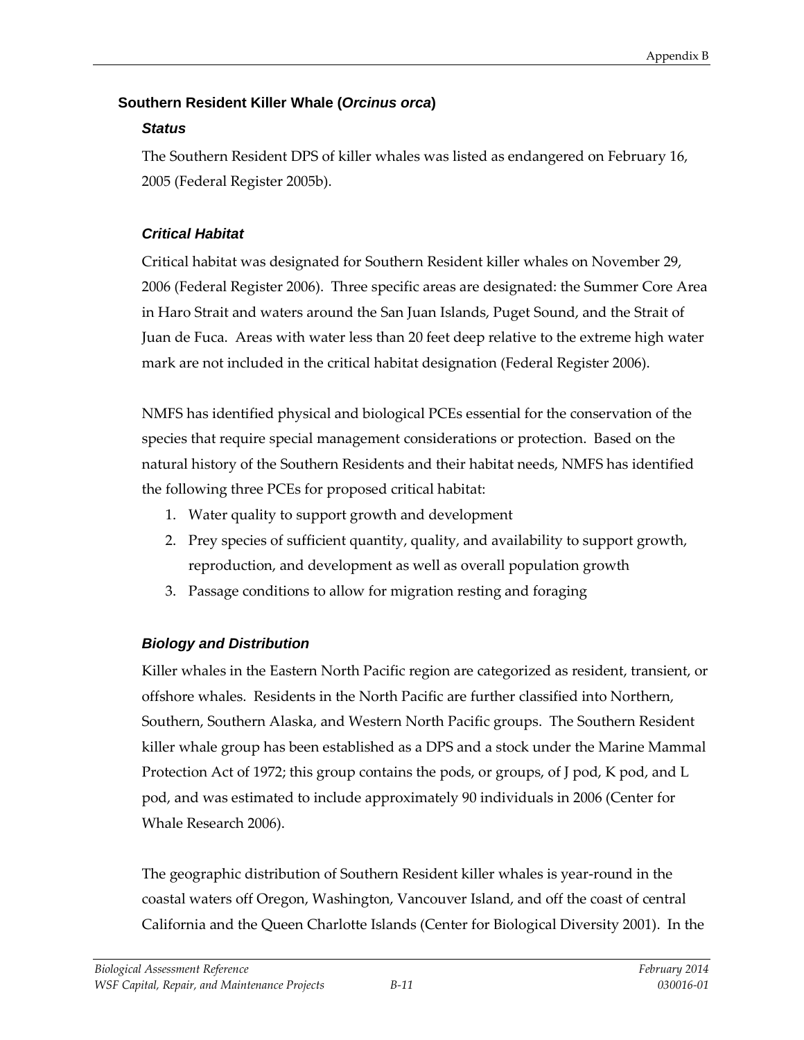## Southern Resident Killer Whale (*Orcinus orca*)

### *Status*

The Southern Resident DPS of killer whales was listed as endangered on February 16, 2005 (Federal Register 2005b).

### *Critical Habitat*

Critical habitat was designated for Southern Resident killer whales on November 29, 2006 (Federal Register 2006). Three specific areas are designated: the Summer Core Area in Haro Strait and waters around the San Juan Islands, Puget Sound, and the Strait of Juan de Fuca. Areas with water less than 20 feet deep relative to the extreme high water mark are not included in the critical habitat designation (Federal Register 2006).

NMFS has identified physical and biological PCEs essential for the conservation of the species that require special management considerations or protection. Based on the natural history of the Southern Residents and their habitat needs, NMFS has identified the following three PCEs for proposed critical habitat:

1. Water quality to support growth and development
2. Prey species of sufficient quantity, quality, and availability to support growth, reproduction, and development as well as overall population growth
3. Passage conditions to allow for migration resting and foraging

### *Biology and Distribution*

Killer whales in the Eastern North Pacific region are categorized as resident, transient, or offshore whales. Residents in the North Pacific are further classified into Northern, Southern, Southern Alaska, and Western North Pacific groups. The Southern Resident killer whale group has been established as a DPS and a stock under the Marine Mammal Protection Act of 1972; this group contains the pods, or groups, of J pod, K pod, and L pod, and was estimated to include approximately 90 individuals in 2006 (Center for Whale Research 2006).

The geographic distribution of Southern Resident killer whales is year-round in the coastal waters off Oregon, Washington, Vancouver Island, and off the coast of central California and the Queen Charlotte Islands (Center for Biological Diversity 2001). In the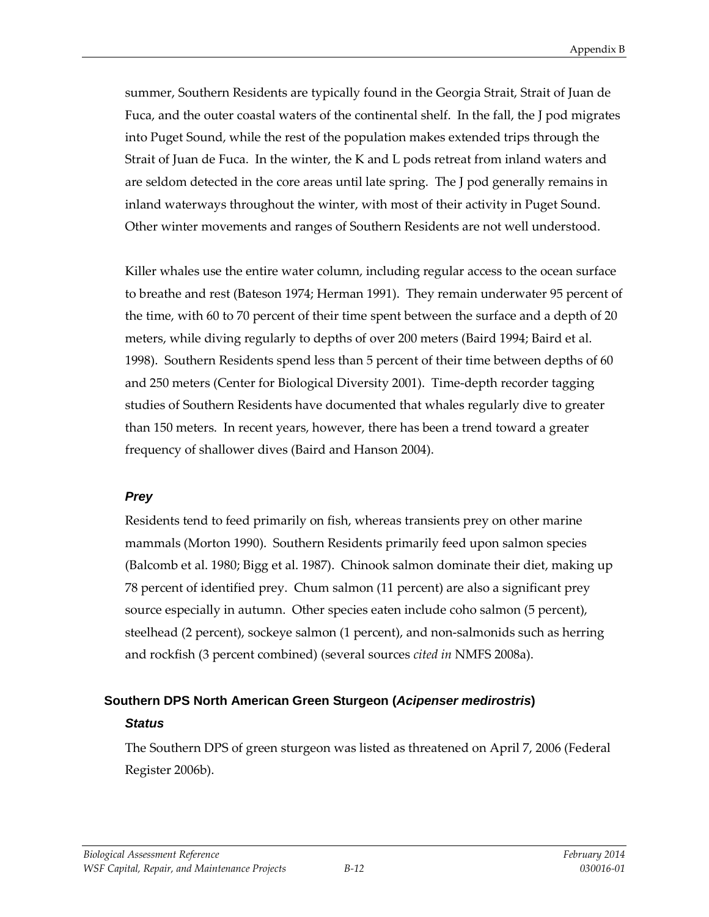summer, Southern Residents are typically found in the Georgia Strait, Strait of Juan de Fuca, and the outer coastal waters of the continental shelf. In the fall, the J pod migrates into Puget Sound, while the rest of the population makes extended trips through the Strait of Juan de Fuca. In the winter, the K and L pods retreat from inland waters and are seldom detected in the core areas until late spring. The J pod generally remains in inland waterways throughout the winter, with most of their activity in Puget Sound. Other winter movements and ranges of Southern Residents are not well understood.

Killer whales use the entire water column, including regular access to the ocean surface to breathe and rest (Bateson 1974; Herman 1991). They remain underwater 95 percent of the time, with 60 to 70 percent of their time spent between the surface and a depth of 20 meters, while diving regularly to depths of over 200 meters (Baird 1994; Baird et al. 1998). Southern Residents spend less than 5 percent of their time between depths of 60 and 250 meters (Center for Biological Diversity 2001). Time-depth recorder tagging studies of Southern Residents have documented that whales regularly dive to greater than 150 meters. In recent years, however, there has been a trend toward a greater frequency of shallower dives (Baird and Hanson 2004).

#### *Prey*

Residents tend to feed primarily on fish, whereas transients prey on other marine mammals (Morton 1990). Southern Residents primarily feed upon salmon species (Balcomb et al. 1980; Bigg et al. 1987). Chinook salmon dominate their diet, making up 78 percent of identified prey. Chum salmon (11 percent) are also a significant prey source especially in autumn. Other species eaten include coho salmon (5 percent), steelhead (2 percent), sockeye salmon (1 percent), and non-salmonids such as herring and rockfish (3 percent combined) (several sources *cited in* NMFS 2008a).

### Southern DPS North American Green Sturgeon (*Acipenser medirostris*)

#### *Status*

The Southern DPS of green sturgeon was listed as threatened on April 7, 2006 (Federal Register 2006b).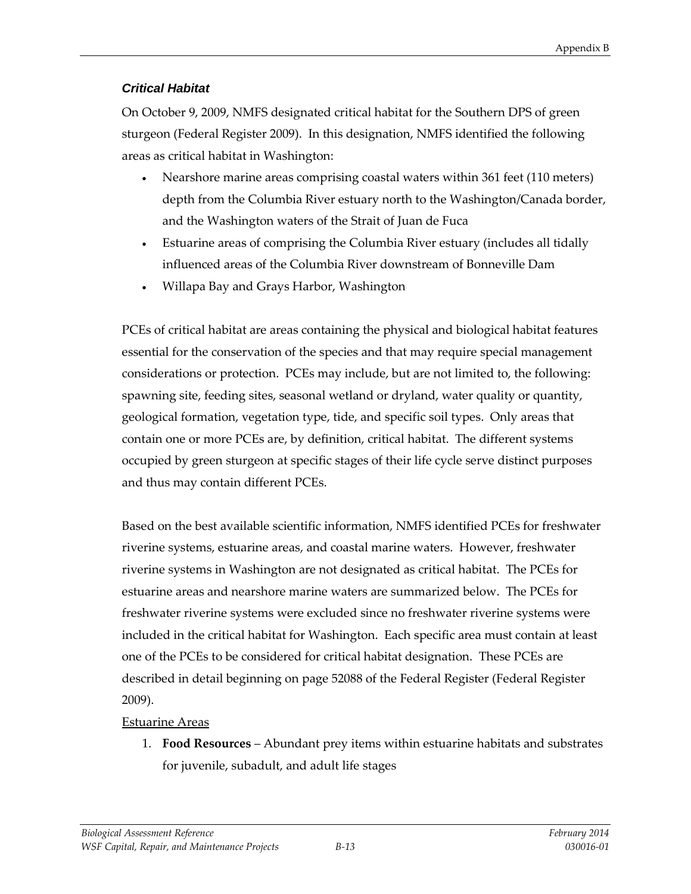### *Critical Habitat*

On October 9, 2009, NMFS designated critical habitat for the Southern DPS of green sturgeon (Federal Register 2009). In this designation, NMFS identified the following areas as critical habitat in Washington:

- Nearshore marine areas comprising coastal waters within 361 feet (110 meters) depth from the Columbia River estuary north to the Washington/Canada border, and the Washington waters of the Strait of Juan de Fuca
- Estuarine areas of comprising the Columbia River estuary (includes all tidally influenced areas of the Columbia River downstream of Bonneville Dam
- Willapa Bay and Grays Harbor, Washington

PCEs of critical habitat are areas containing the physical and biological habitat features essential for the conservation of the species and that may require special management considerations or protection. PCEs may include, but are not limited to, the following: spawning site, feeding sites, seasonal wetland or dryland, water quality or quantity, geological formation, vegetation type, tide, and specific soil types. Only areas that contain one or more PCEs are, by definition, critical habitat. The different systems occupied by green sturgeon at specific stages of their life cycle serve distinct purposes and thus may contain different PCEs.

Based on the best available scientific information, NMFS identified PCEs for freshwater riverine systems, estuarine areas, and coastal marine waters. However, freshwater riverine systems in Washington are not designated as critical habitat. The PCEs for estuarine areas and nearshore marine waters are summarized below. The PCEs for freshwater riverine systems were excluded since no freshwater riverine systems were included in the critical habitat for Washington. Each specific area must contain at least one of the PCEs to be considered for critical habitat designation. These PCEs are described in detail beginning on page 52088 of the Federal Register (Federal Register 2009).

<u>Estuarine Areas</u>

1. **Food Resources** – Abundant prey items within estuarine habitats and substrates for juvenile, subadult, and adult life stages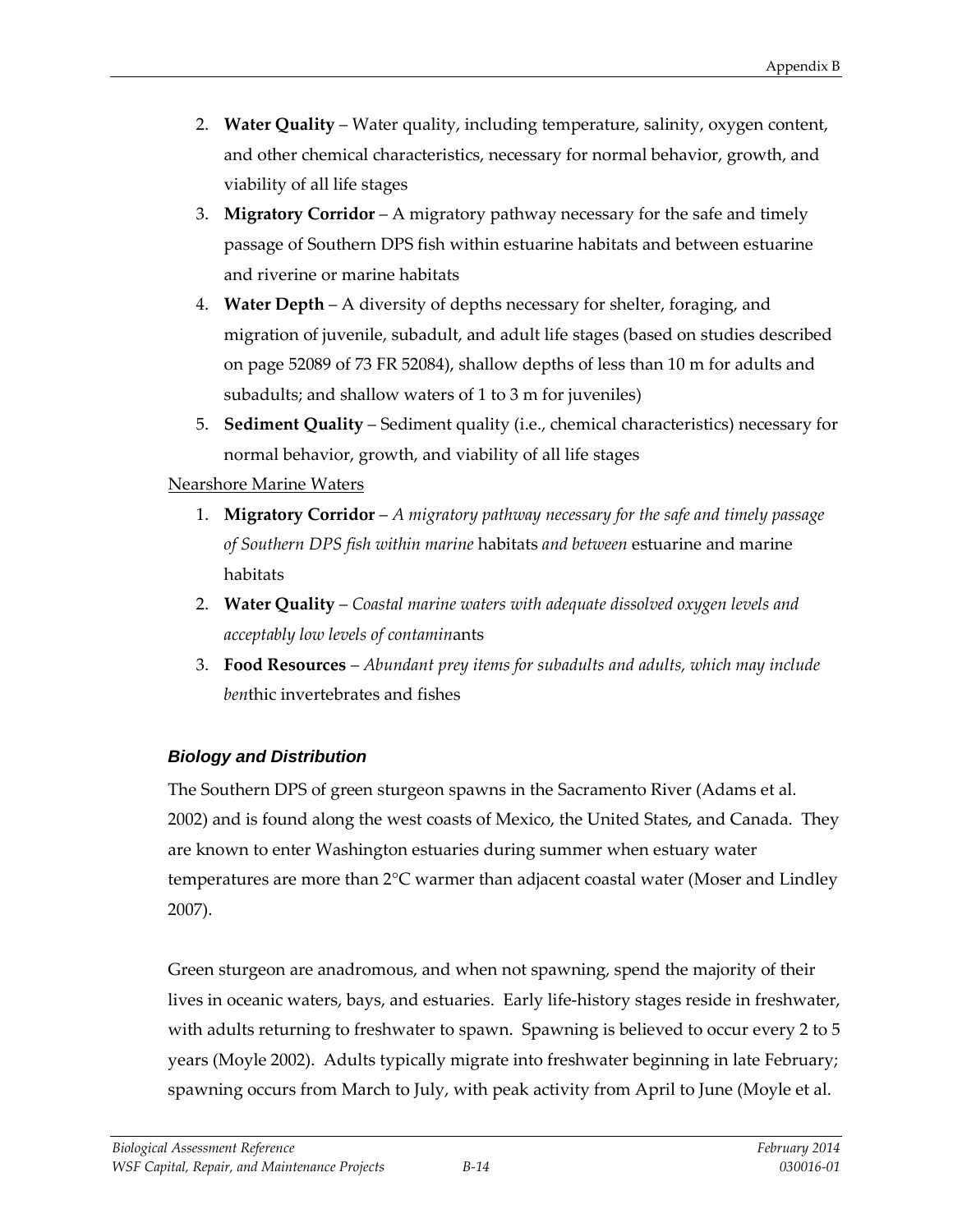2. **Water Quality** – Water quality, including temperature, salinity, oxygen content, and other chemical characteristics, necessary for normal behavior, growth, and viability of all life stages
3. **Migratory Corridor** – A migratory pathway necessary for the safe and timely passage of Southern DPS fish within estuarine habitats and between estuarine and riverine or marine habitats
4. **Water Depth** – A diversity of depths necessary for shelter, foraging, and migration of juvenile, subadult, and adult life stages (based on studies described on page 52089 of 73 FR 52084), shallow depths of less than 10 m for adults and subadults; and shallow waters of 1 to 3 m for juveniles)
5. **Sediment Quality** – Sediment quality (i.e., chemical characteristics) necessary for normal behavior, growth, and viability of all life stages

Nearshore Marine Waters

1. **Migratory Corridor** – *A migratory pathway necessary for the safe and timely passage of Southern DPS fish within marine* habitats *and between* estuarine and marine habitats
2. **Water Quality** – *Coastal marine waters with adequate dissolved oxygen levels and acceptably low levels of contamin*ants
3. **Food Resources** – *Abundant prey items for subadults and adults, which may include ben*thic invertebrates and fishes

### *Biology and Distribution*

The Southern DPS of green sturgeon spawns in the Sacramento River (Adams et al. 2002) and is found along the west coasts of Mexico, the United States, and Canada. They are known to enter Washington estuaries during summer when estuary water temperatures are more than 2°C warmer than adjacent coastal water (Moser and Lindley 2007).

Green sturgeon are anadromous, and when not spawning, spend the majority of their lives in oceanic waters, bays, and estuaries. Early life-history stages reside in freshwater, with adults returning to freshwater to spawn. Spawning is believed to occur every 2 to 5 years (Moyle 2002). Adults typically migrate into freshwater beginning in late February; spawning occurs from March to July, with peak activity from April to June (Moyle et al.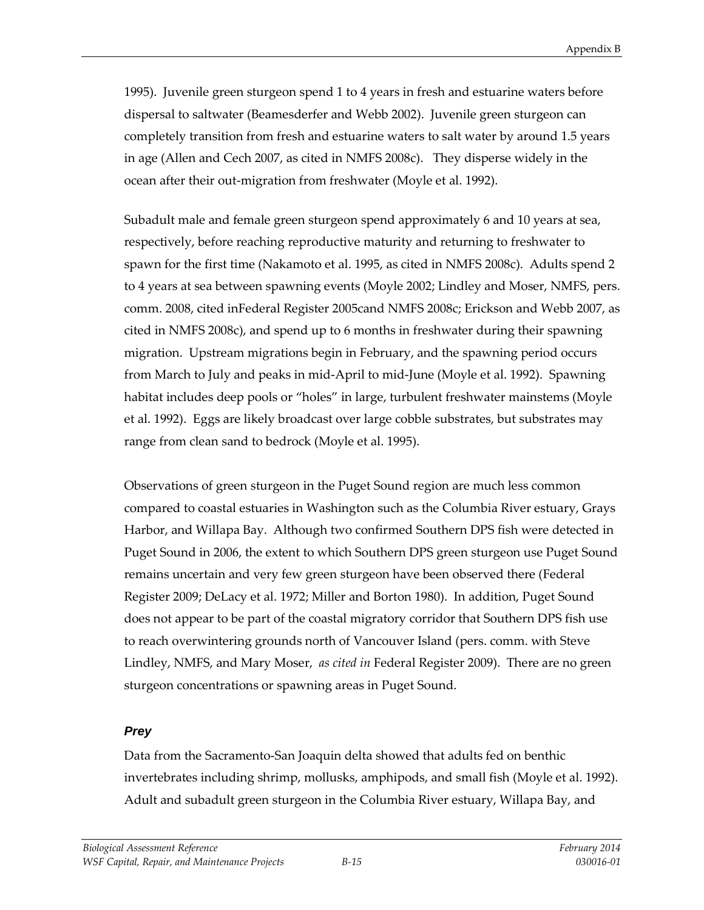1995). Juvenile green sturgeon spend 1 to 4 years in fresh and estuarine waters before dispersal to saltwater (Beamesderfer and Webb 2002). Juvenile green sturgeon can completely transition from fresh and estuarine waters to salt water by around 1.5 years in age (Allen and Cech 2007, as cited in NMFS 2008c). They disperse widely in the ocean after their out-migration from freshwater (Moyle et al. 1992).

Subadult male and female green sturgeon spend approximately 6 and 10 years at sea, respectively, before reaching reproductive maturity and returning to freshwater to spawn for the first time (Nakamoto et al. 1995, as cited in NMFS 2008c). Adults spend 2 to 4 years at sea between spawning events (Moyle 2002; Lindley and Moser, NMFS, pers. comm. 2008, cited inFederal Register 2005cand NMFS 2008c; Erickson and Webb 2007, as cited in NMFS 2008c), and spend up to 6 months in freshwater during their spawning migration. Upstream migrations begin in February, and the spawning period occurs from March to July and peaks in mid-April to mid-June (Moyle et al. 1992). Spawning habitat includes deep pools or "holes" in large, turbulent freshwater mainstems (Moyle et al. 1992). Eggs are likely broadcast over large cobble substrates, but substrates may range from clean sand to bedrock (Moyle et al. 1995).

Observations of green sturgeon in the Puget Sound region are much less common compared to coastal estuaries in Washington such as the Columbia River estuary, Grays Harbor, and Willapa Bay. Although two confirmed Southern DPS fish were detected in Puget Sound in 2006, the extent to which Southern DPS green sturgeon use Puget Sound remains uncertain and very few green sturgeon have been observed there (Federal Register 2009; DeLacy et al. 1972; Miller and Borton 1980). In addition, Puget Sound does not appear to be part of the coastal migratory corridor that Southern DPS fish use to reach overwintering grounds north of Vancouver Island (pers. comm. with Steve Lindley, NMFS, and Mary Moser, *as cited in* Federal Register 2009). There are no green sturgeon concentrations or spawning areas in Puget Sound.

#### *Prey*

Data from the Sacramento-San Joaquin delta showed that adults fed on benthic invertebrates including shrimp, mollusks, amphipods, and small fish (Moyle et al. 1992). Adult and subadult green sturgeon in the Columbia River estuary, Willapa Bay, and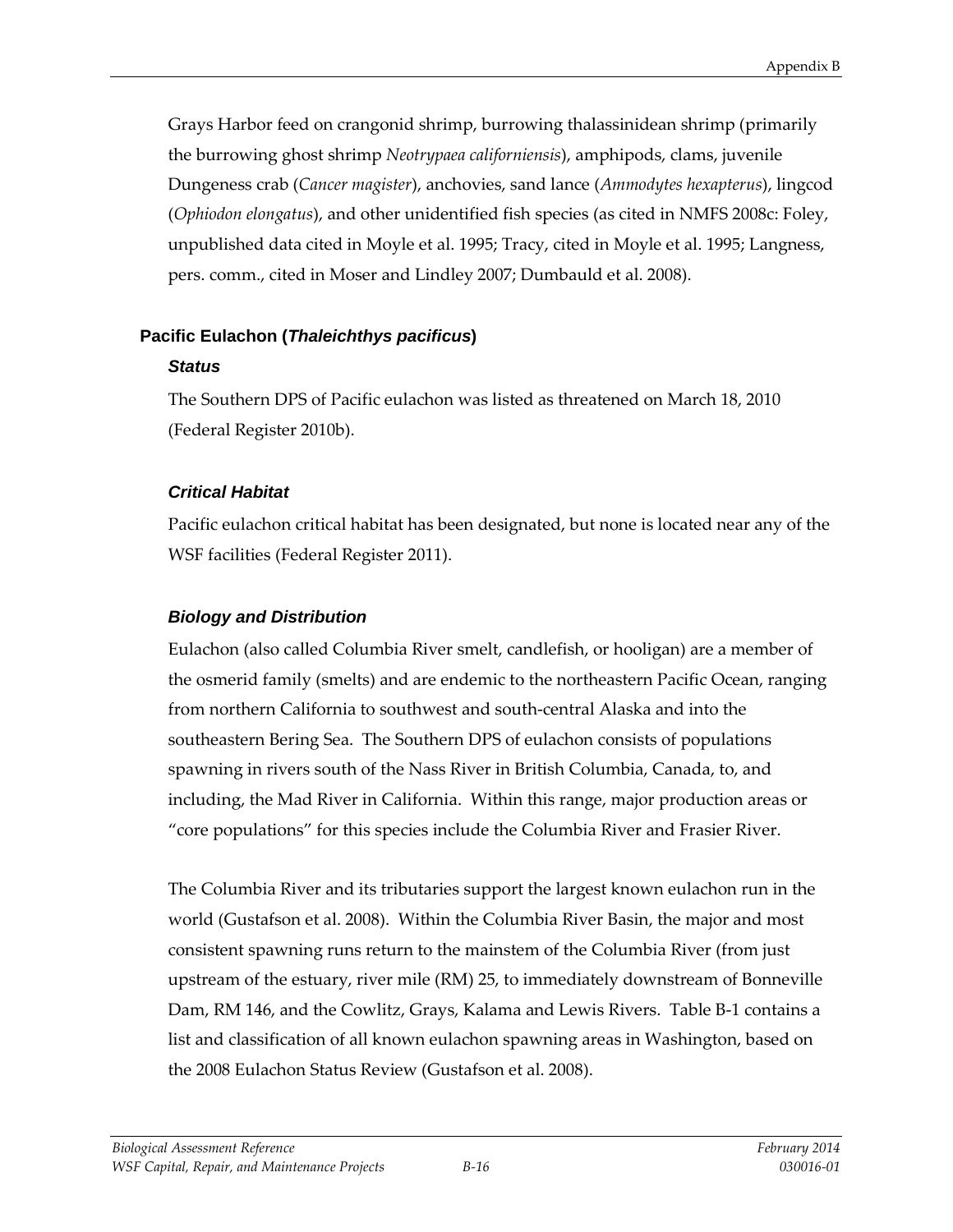Grays Harbor feed on crangonid shrimp, burrowing thalassinidean shrimp (primarily the burrowing ghost shrimp *Neotrypaea californiensis*), amphipods, clams, juvenile Dungeness crab (*Cancer magister*), anchovies, sand lance (*Ammodytes hexapterus*), lingcod (*Ophiodon elongatus*), and other unidentified fish species (as cited in NMFS 2008c: Foley, unpublished data cited in Moyle et al. 1995; Tracy, cited in Moyle et al. 1995; Langness, pers. comm., cited in Moser and Lindley 2007; Dumbauld et al. 2008).

## Pacific Eulachon (*Thaleichthys pacificus*)

### *Status*

The Southern DPS of Pacific eulachon was listed as threatened on March 18, 2010 (Federal Register 2010b).

### *Critical Habitat*

Pacific eulachon critical habitat has been designated, but none is located near any of the WSF facilities (Federal Register 2011).

### *Biology and Distribution*

Eulachon (also called Columbia River smelt, candlefish, or hooligan) are a member of the osmerid family (smelts) and are endemic to the northeastern Pacific Ocean, ranging from northern California to southwest and south-central Alaska and into the southeastern Bering Sea. The Southern DPS of eulachon consists of populations spawning in rivers south of the Nass River in British Columbia, Canada, to, and including, the Mad River in California. Within this range, major production areas or "core populations" for this species include the Columbia River and Frasier River.

The Columbia River and its tributaries support the largest known eulachon run in the world (Gustafson et al. 2008). Within the Columbia River Basin, the major and most consistent spawning runs return to the mainstem of the Columbia River (from just upstream of the estuary, river mile (RM) 25, to immediately downstream of Bonneville Dam, RM 146, and the Cowlitz, Grays, Kalama and Lewis Rivers. Table B-1 contains a list and classification of all known eulachon spawning areas in Washington, based on the 2008 Eulachon Status Review (Gustafson et al. 2008).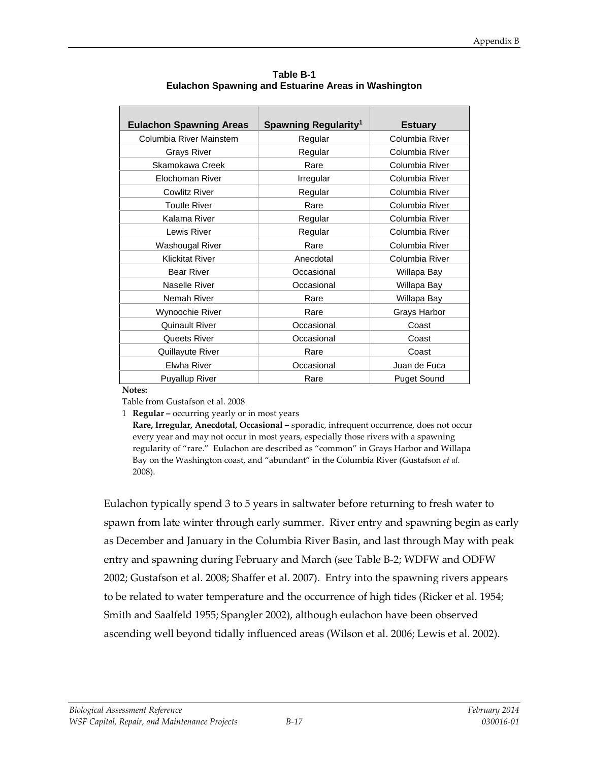**Table B-1**
**Eulachon Spawning and Estuarine Areas in Washington**

| Eulachon Spawning Areas | Spawning Regularity[1] | Estuary |
|---|---|---|
| Columbia River Mainstem | Regular | Columbia River |
| Grays River | Regular | Columbia River |
| Skamokawa Creek | Rare | Columbia River |
| Elochoman River | Irregular | Columbia River |
| Cowlitz River | Regular | Columbia River |
| Toutle River | Rare | Columbia River |
| Kalama River | Regular | Columbia River |
| Lewis River | Regular | Columbia River |
| Washougal River | Rare | Columbia River |
| Klickitat River | Anecdotal | Columbia River |
| Bear River | Occasional | Willapa Bay |
| Naselle River | Occasional | Willapa Bay |
| Nemah River | Rare | Willapa Bay |
| Wynoochie River | Rare | Grays Harbor |
| Quinault River | Occasional | Coast |
| Queets River | Occasional | Coast |
| Quillayute River | Rare | Coast |
| Elwha River | Occasional | Juan de Fuca |
| Puyallup River | Rare | Puget Sound |

**Notes:**

Table from Gustafson et al. 2008

1 **Regular –** occurring yearly or in most years
**Rare, Irregular, Anecdotal, Occasional –** sporadic, infrequent occurrence, does not occur every year and may not occur in most years, especially those rivers with a spawning regularity of "rare." Eulachon are described as "common" in Grays Harbor and Willapa Bay on the Washington coast, and "abundant" in the Columbia River (Gustafson *et al.* 2008).

Eulachon typically spend 3 to 5 years in saltwater before returning to fresh water to spawn from late winter through early summer. River entry and spawning begin as early as December and January in the Columbia River Basin, and last through May with peak entry and spawning during February and March (see Table B-2; WDFW and ODFW 2002; Gustafson et al. 2008; Shaffer et al. 2007). Entry into the spawning rivers appears to be related to water temperature and the occurrence of high tides (Ricker et al. 1954; Smith and Saalfeld 1955; Spangler 2002), although eulachon have been observed ascending well beyond tidally influenced areas (Wilson et al. 2006; Lewis et al. 2002).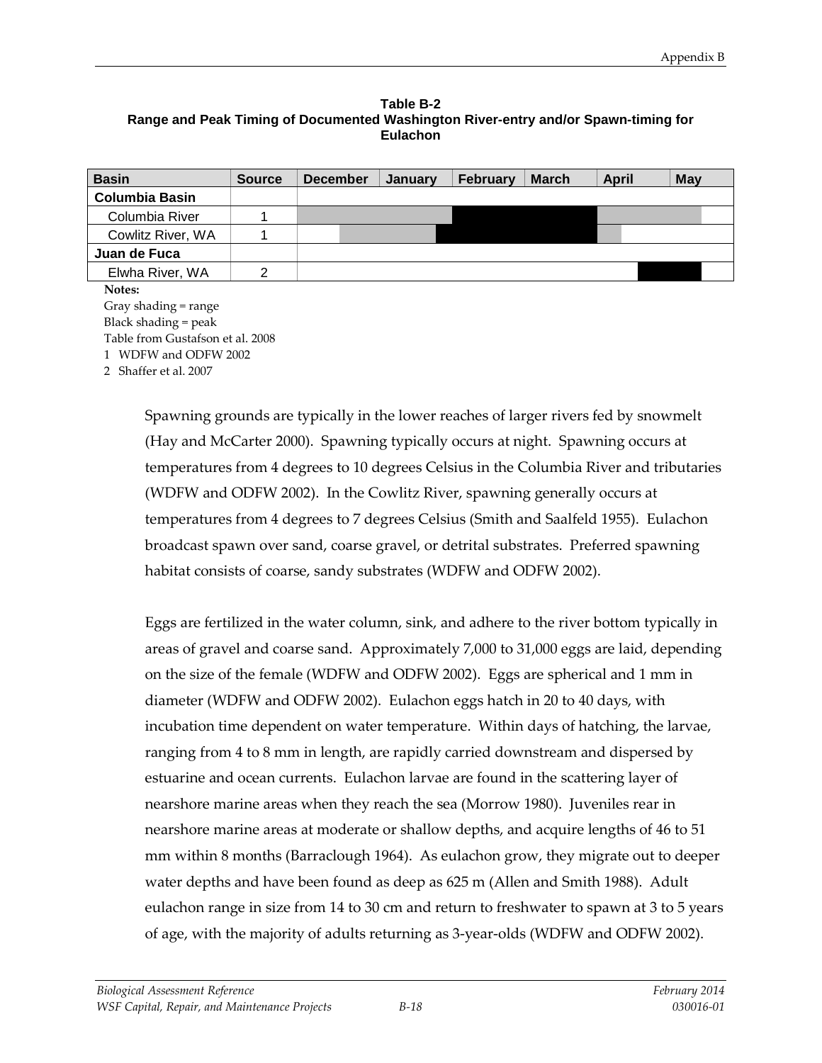**Table B-2**
**Range and Peak Timing of Documented Washington River-entry and/or Spawn-timing for Eulachon**

| Basin | Source | December | January | February | March | April | May |
|---|---|---|---|---|---|---|---|
| **Columbia Basin** | | | | | | | |
| Columbia River | 1 | | | | | | |
| Cowlitz River, WA | 1 | | | | | | |
| **Juan de Fuca** | | | | | | | |
| Elwha River, WA | 2 | | | | | | |

**Notes:**

Gray shading = range

Black shading = peak

Table from Gustafson et al. 2008

1 WDFW and ODFW 2002

2 Shaffer et al. 2007

Spawning grounds are typically in the lower reaches of larger rivers fed by snowmelt (Hay and McCarter 2000). Spawning typically occurs at night. Spawning occurs at temperatures from 4 degrees to 10 degrees Celsius in the Columbia River and tributaries (WDFW and ODFW 2002). In the Cowlitz River, spawning generally occurs at temperatures from 4 degrees to 7 degrees Celsius (Smith and Saalfeld 1955). Eulachon broadcast spawn over sand, coarse gravel, or detrital substrates. Preferred spawning habitat consists of coarse, sandy substrates (WDFW and ODFW 2002).

Eggs are fertilized in the water column, sink, and adhere to the river bottom typically in areas of gravel and coarse sand. Approximately 7,000 to 31,000 eggs are laid, depending on the size of the female (WDFW and ODFW 2002). Eggs are spherical and 1 mm in diameter (WDFW and ODFW 2002). Eulachon eggs hatch in 20 to 40 days, with incubation time dependent on water temperature. Within days of hatching, the larvae, ranging from 4 to 8 mm in length, are rapidly carried downstream and dispersed by estuarine and ocean currents. Eulachon larvae are found in the scattering layer of nearshore marine areas when they reach the sea (Morrow 1980). Juveniles rear in nearshore marine areas at moderate or shallow depths, and acquire lengths of 46 to 51 mm within 8 months (Barraclough 1964). As eulachon grow, they migrate out to deeper water depths and have been found as deep as 625 m (Allen and Smith 1988). Adult eulachon range in size from 14 to 30 cm and return to freshwater to spawn at 3 to 5 years of age, with the majority of adults returning as 3-year-olds (WDFW and ODFW 2002).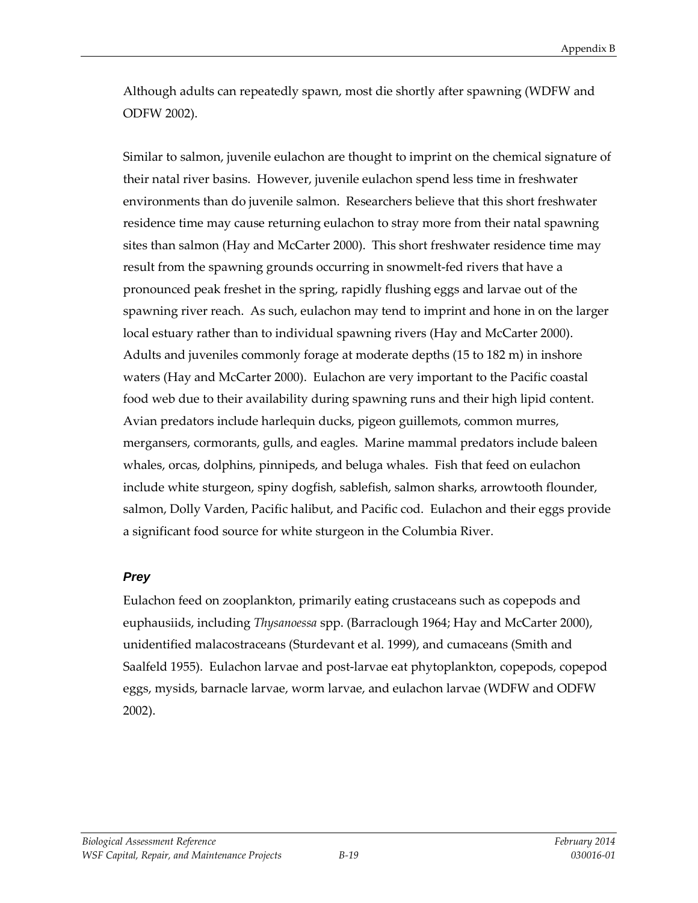Although adults can repeatedly spawn, most die shortly after spawning (WDFW and ODFW 2002).

Similar to salmon, juvenile eulachon are thought to imprint on the chemical signature of their natal river basins. However, juvenile eulachon spend less time in freshwater environments than do juvenile salmon. Researchers believe that this short freshwater residence time may cause returning eulachon to stray more from their natal spawning sites than salmon (Hay and McCarter 2000). This short freshwater residence time may result from the spawning grounds occurring in snowmelt-fed rivers that have a pronounced peak freshet in the spring, rapidly flushing eggs and larvae out of the spawning river reach. As such, eulachon may tend to imprint and hone in on the larger local estuary rather than to individual spawning rivers (Hay and McCarter 2000). Adults and juveniles commonly forage at moderate depths (15 to 182 m) in inshore waters (Hay and McCarter 2000). Eulachon are very important to the Pacific coastal food web due to their availability during spawning runs and their high lipid content. Avian predators include harlequin ducks, pigeon guillemots, common murres, mergansers, cormorants, gulls, and eagles. Marine mammal predators include baleen whales, orcas, dolphins, pinnipeds, and beluga whales. Fish that feed on eulachon include white sturgeon, spiny dogfish, sablefish, salmon sharks, arrowtooth flounder, salmon, Dolly Varden, Pacific halibut, and Pacific cod. Eulachon and their eggs provide a significant food source for white sturgeon in the Columbia River.

### *Prey*

Eulachon feed on zooplankton, primarily eating crustaceans such as copepods and euphausiids, including *Thysanoessa* spp. (Barraclough 1964; Hay and McCarter 2000), unidentified malacostraceans (Sturdevant et al. 1999), and cumaceans (Smith and Saalfeld 1955). Eulachon larvae and post-larvae eat phytoplankton, copepods, copepod eggs, mysids, barnacle larvae, worm larvae, and eulachon larvae (WDFW and ODFW 2002).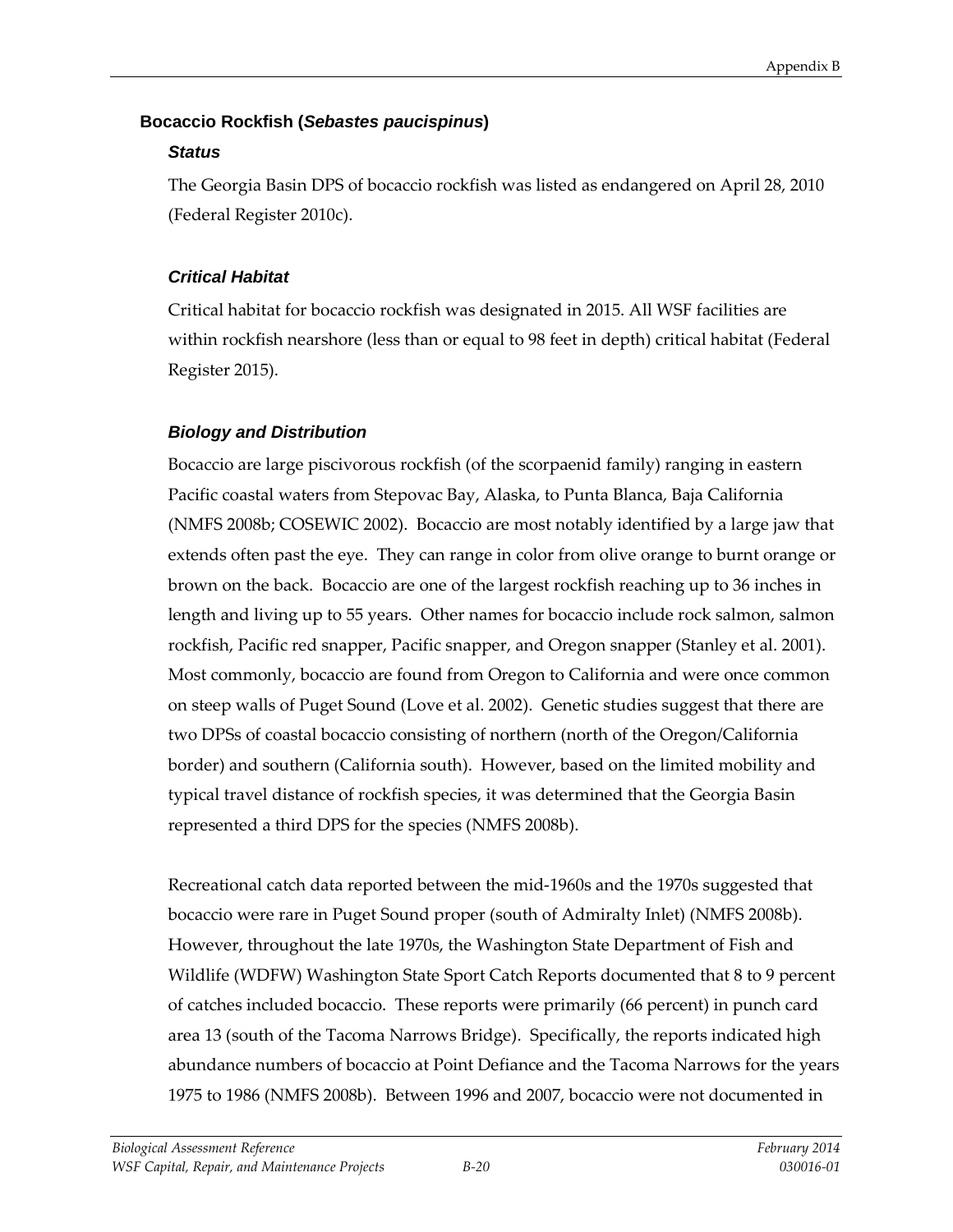## Bocaccio Rockfish (*Sebastes paucispinus*)

### *Status*

The Georgia Basin DPS of bocaccio rockfish was listed as endangered on April 28, 2010 (Federal Register 2010c).

### *Critical Habitat*

Critical habitat for bocaccio rockfish was designated in 2015. All WSF facilities are within rockfish nearshore (less than or equal to 98 feet in depth) critical habitat (Federal Register 2015).

### *Biology and Distribution*

Bocaccio are large piscivorous rockfish (of the scorpaenid family) ranging in eastern Pacific coastal waters from Stepovac Bay, Alaska, to Punta Blanca, Baja California (NMFS 2008b; COSEWIC 2002). Bocaccio are most notably identified by a large jaw that extends often past the eye. They can range in color from olive orange to burnt orange or brown on the back. Bocaccio are one of the largest rockfish reaching up to 36 inches in length and living up to 55 years. Other names for bocaccio include rock salmon, salmon rockfish, Pacific red snapper, Pacific snapper, and Oregon snapper (Stanley et al. 2001). Most commonly, bocaccio are found from Oregon to California and were once common on steep walls of Puget Sound (Love et al. 2002). Genetic studies suggest that there are two DPSs of coastal bocaccio consisting of northern (north of the Oregon/California border) and southern (California south). However, based on the limited mobility and typical travel distance of rockfish species, it was determined that the Georgia Basin represented a third DPS for the species (NMFS 2008b).

Recreational catch data reported between the mid-1960s and the 1970s suggested that bocaccio were rare in Puget Sound proper (south of Admiralty Inlet) (NMFS 2008b). However, throughout the late 1970s, the Washington State Department of Fish and Wildlife (WDFW) Washington State Sport Catch Reports documented that 8 to 9 percent of catches included bocaccio. These reports were primarily (66 percent) in punch card area 13 (south of the Tacoma Narrows Bridge). Specifically, the reports indicated high abundance numbers of bocaccio at Point Defiance and the Tacoma Narrows for the years 1975 to 1986 (NMFS 2008b). Between 1996 and 2007, bocaccio were not documented in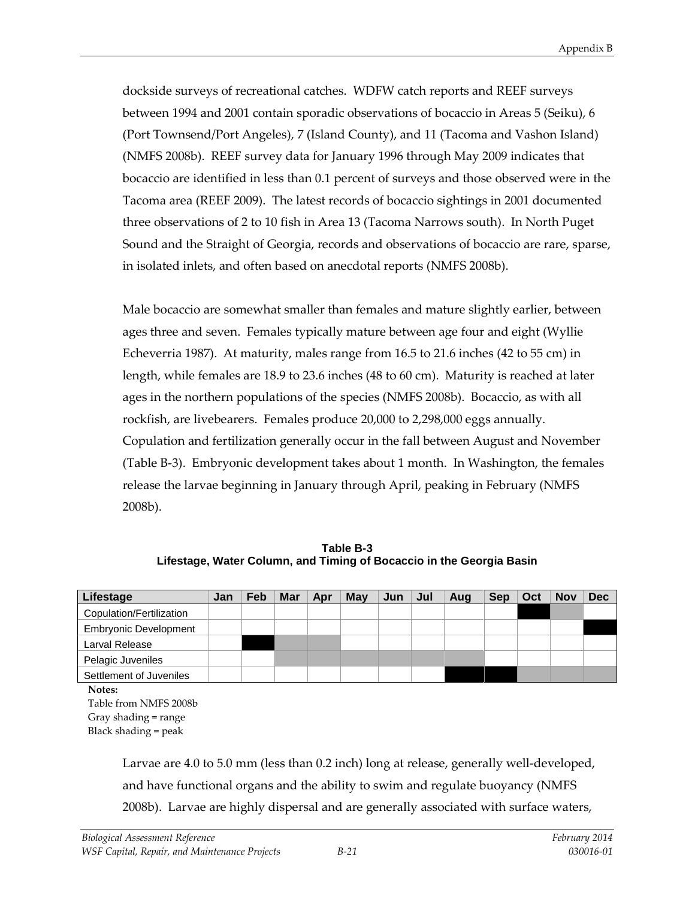dockside surveys of recreational catches. WDFW catch reports and REEF surveys between 1994 and 2001 contain sporadic observations of bocaccio in Areas 5 (Seiku), 6 (Port Townsend/Port Angeles), 7 (Island County), and 11 (Tacoma and Vashon Island) (NMFS 2008b). REEF survey data for January 1996 through May 2009 indicates that bocaccio are identified in less than 0.1 percent of surveys and those observed were in the Tacoma area (REEF 2009). The latest records of bocaccio sightings in 2001 documented three observations of 2 to 10 fish in Area 13 (Tacoma Narrows south). In North Puget Sound and the Straight of Georgia, records and observations of bocaccio are rare, sparse, in isolated inlets, and often based on anecdotal reports (NMFS 2008b).

Male bocaccio are somewhat smaller than females and mature slightly earlier, between ages three and seven. Females typically mature between age four and eight (Wyllie Echeverria 1987). At maturity, males range from 16.5 to 21.6 inches (42 to 55 cm) in length, while females are 18.9 to 23.6 inches (48 to 60 cm). Maturity is reached at later ages in the northern populations of the species (NMFS 2008b). Bocaccio, as with all rockfish, are livebearers. Females produce 20,000 to 2,298,000 eggs annually. Copulation and fertilization generally occur in the fall between August and November (Table B-3). Embryonic development takes about 1 month. In Washington, the females release the larvae beginning in January through April, peaking in February (NMFS 2008b).

**Table B-3**
**Lifestage, Water Column, and Timing of Bocaccio in the Georgia Basin**

| Lifestage | Jan | Feb | Mar | Apr | May | Jun | Jul | Aug | Sep | Oct | Nov | Dec |
|---|---|---|---|---|---|---|---|---|---|---|---|---|
| Copulation/Fertilization | | | | | | | | | | Peak | Range | |
| Embryonic Development | | | | | | | | | | | | Peak |
| Larval Release | | Peak | Range | Range | | | | | | | | |
| Pelagic Juveniles | | | Range | Range | Range | Range | Range | Range | | | | |
| Settlement of Juveniles | | | | | | | | Peak | Peak | Range | Range | Range |

**Notes:**
Table from NMFS 2008b
Gray shading = range
Black shading = peak

Larvae are 4.0 to 5.0 mm (less than 0.2 inch) long at release, generally well-developed, and have functional organs and the ability to swim and regulate buoyancy (NMFS 2008b). Larvae are highly dispersal and are generally associated with surface waters,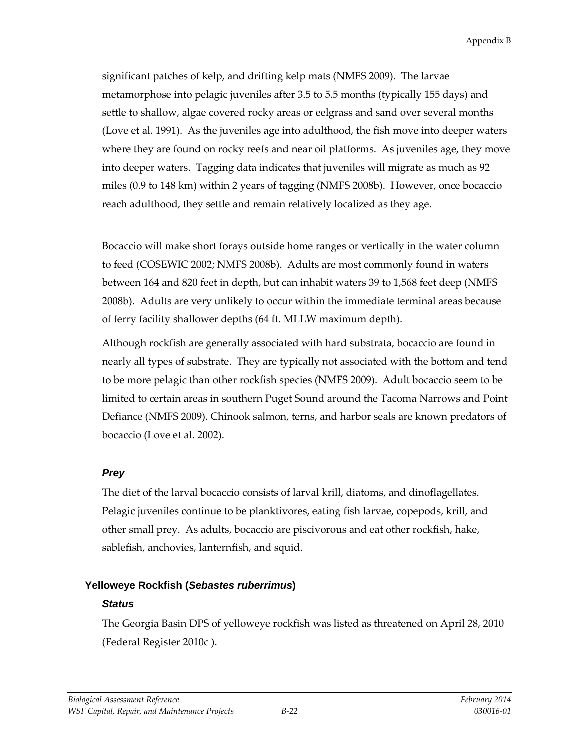significant patches of kelp, and drifting kelp mats (NMFS 2009). The larvae metamorphose into pelagic juveniles after 3.5 to 5.5 months (typically 155 days) and settle to shallow, algae covered rocky areas or eelgrass and sand over several months (Love et al. 1991). As the juveniles age into adulthood, the fish move into deeper waters where they are found on rocky reefs and near oil platforms. As juveniles age, they move into deeper waters. Tagging data indicates that juveniles will migrate as much as 92 miles (0.9 to 148 km) within 2 years of tagging (NMFS 2008b). However, once bocaccio reach adulthood, they settle and remain relatively localized as they age.

Bocaccio will make short forays outside home ranges or vertically in the water column to feed (COSEWIC 2002; NMFS 2008b). Adults are most commonly found in waters between 164 and 820 feet in depth, but can inhabit waters 39 to 1,568 feet deep (NMFS 2008b). Adults are very unlikely to occur within the immediate terminal areas because of ferry facility shallower depths (64 ft. MLLW maximum depth).

Although rockfish are generally associated with hard substrata, bocaccio are found in nearly all types of substrate. They are typically not associated with the bottom and tend to be more pelagic than other rockfish species (NMFS 2009). Adult bocaccio seem to be limited to certain areas in southern Puget Sound around the Tacoma Narrows and Point Defiance (NMFS 2009). Chinook salmon, terns, and harbor seals are known predators of bocaccio (Love et al. 2002).

#### *Prey*

The diet of the larval bocaccio consists of larval krill, diatoms, and dinoflagellates. Pelagic juveniles continue to be planktivores, eating fish larvae, copepods, krill, and other small prey. As adults, bocaccio are piscivorous and eat other rockfish, hake, sablefish, anchovies, lanternfish, and squid.

### Yelloweye Rockfish (*Sebastes ruberrimus*)

#### *Status*

The Georgia Basin DPS of yelloweye rockfish was listed as threatened on April 28, 2010 (Federal Register 2010c ).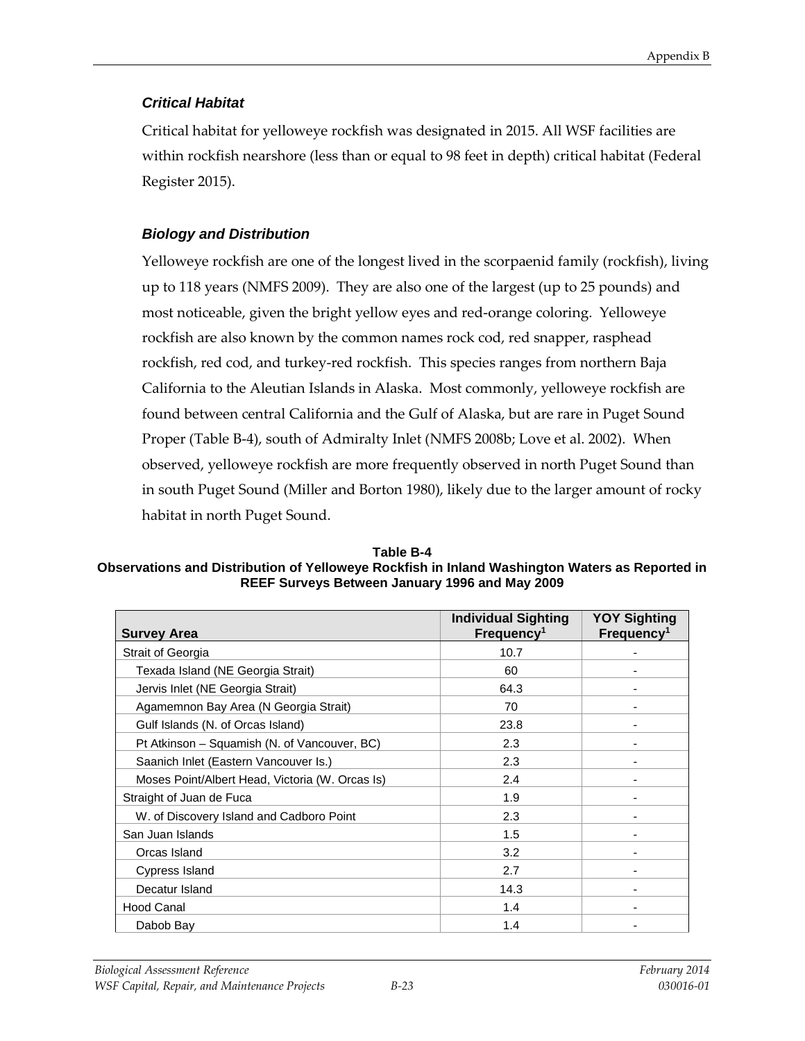### *Critical Habitat*

Critical habitat for yelloweye rockfish was designated in 2015. All WSF facilities are within rockfish nearshore (less than or equal to 98 feet in depth) critical habitat (Federal Register 2015).

### *Biology and Distribution*

Yelloweye rockfish are one of the longest lived in the scorpaenid family (rockfish), living up to 118 years (NMFS 2009). They are also one of the largest (up to 25 pounds) and most noticeable, given the bright yellow eyes and red-orange coloring. Yelloweye rockfish are also known by the common names rock cod, red snapper, rasphead rockfish, red cod, and turkey-red rockfish. This species ranges from northern Baja California to the Aleutian Islands in Alaska. Most commonly, yelloweye rockfish are found between central California and the Gulf of Alaska, but are rare in Puget Sound Proper (Table B-4), south of Admiralty Inlet (NMFS 2008b; Love et al. 2002). When observed, yelloweye rockfish are more frequently observed in north Puget Sound than in south Puget Sound (Miller and Borton 1980), likely due to the larger amount of rocky habitat in north Puget Sound.

**Table B-4**
**Observations and Distribution of Yelloweye Rockfish in Inland Washington Waters as Reported in REEF Surveys Between January 1996 and May 2009**

| Survey Area | Individual Sighting Frequency[1] | YOY Sighting Frequency[1] |
|---|---|---|
| Strait of Georgia | 10.7 | - |
| Texada Island (NE Georgia Strait) | 60 | - |
| Jervis Inlet (NE Georgia Strait) | 64.3 | - |
| Agamemnon Bay Area (N Georgia Strait) | 70 | - |
| Gulf Islands (N. of Orcas Island) | 23.8 | - |
| Pt Atkinson – Squamish (N. of Vancouver, BC) | 2.3 | - |
| Saanich Inlet (Eastern Vancouver Is.) | 2.3 | - |
| Moses Point/Albert Head, Victoria (W. Orcas Is) | 2.4 | - |
| Straight of Juan de Fuca | 1.9 | - |
| W. of Discovery Island and Cadboro Point | 2.3 | - |
| San Juan Islands | 1.5 | - |
| Orcas Island | 3.2 | - |
| Cypress Island | 2.7 | - |
| Decatur Island | 14.3 | - |
| Hood Canal | 1.4 | - |
| Dabob Bay | 1.4 | - |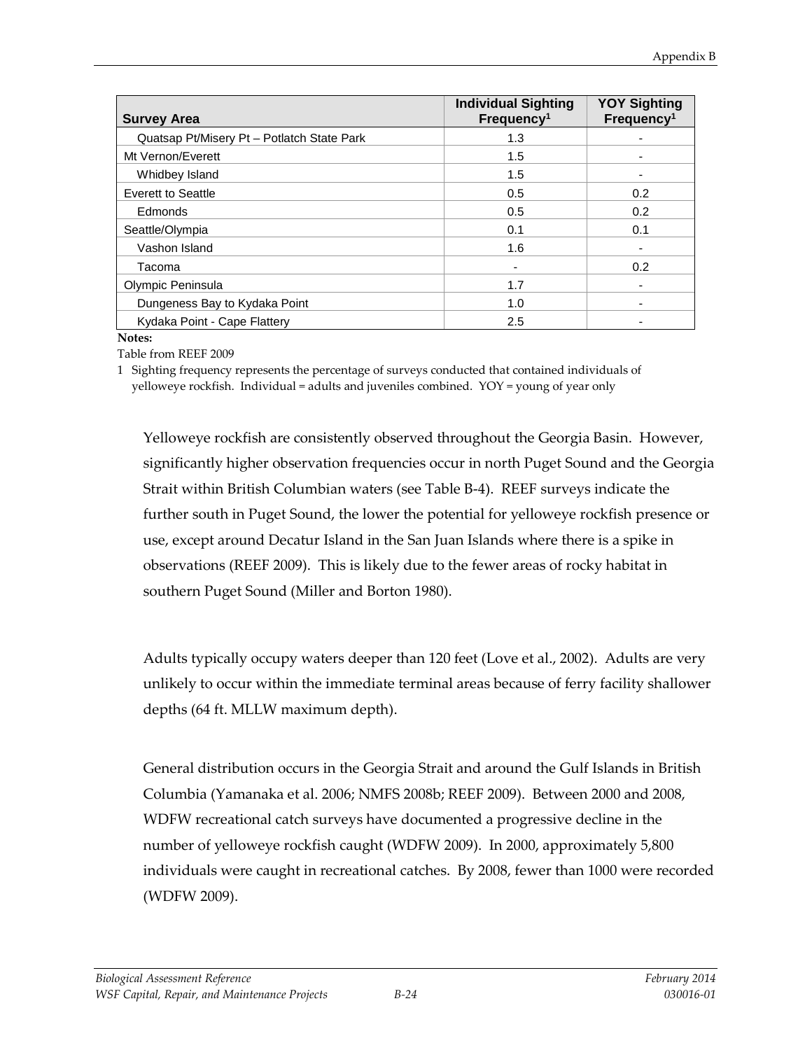| Survey Area | Individual Sighting Frequency[1] | YOY Sighting Frequency[1] |
|---|---|---|
| Quatsap Pt/Misery Pt – Potlatch State Park | 1.3 | - |
| Mt Vernon/Everett | 1.5 | - |
| Whidbey Island | 1.5 | - |
| Everett to Seattle | 0.5 | 0.2 |
| Edmonds | 0.5 | 0.2 |
| Seattle/Olympia | 0.1 | 0.1 |
| Vashon Island | 1.6 | - |
| Tacoma | - | 0.2 |
| Olympic Peninsula | 1.7 | - |
| Dungeness Bay to Kydaka Point | 1.0 | - |
| Kydaka Point - Cape Flattery | 2.5 | - |

**Notes:**

Table from REEF 2009

1 Sighting frequency represents the percentage of surveys conducted that contained individuals of yelloweye rockfish. Individual = adults and juveniles combined. YOY = young of year only

Yelloweye rockfish are consistently observed throughout the Georgia Basin. However, significantly higher observation frequencies occur in north Puget Sound and the Georgia Strait within British Columbian waters (see Table B-4). REEF surveys indicate the further south in Puget Sound, the lower the potential for yelloweye rockfish presence or use, except around Decatur Island in the San Juan Islands where there is a spike in observations (REEF 2009). This is likely due to the fewer areas of rocky habitat in southern Puget Sound (Miller and Borton 1980).

Adults typically occupy waters deeper than 120 feet (Love et al., 2002). Adults are very unlikely to occur within the immediate terminal areas because of ferry facility shallower depths (64 ft. MLLW maximum depth).

General distribution occurs in the Georgia Strait and around the Gulf Islands in British Columbia (Yamanaka et al. 2006; NMFS 2008b; REEF 2009). Between 2000 and 2008, WDFW recreational catch surveys have documented a progressive decline in the number of yelloweye rockfish caught (WDFW 2009). In 2000, approximately 5,800 individuals were caught in recreational catches. By 2008, fewer than 1000 were recorded (WDFW 2009).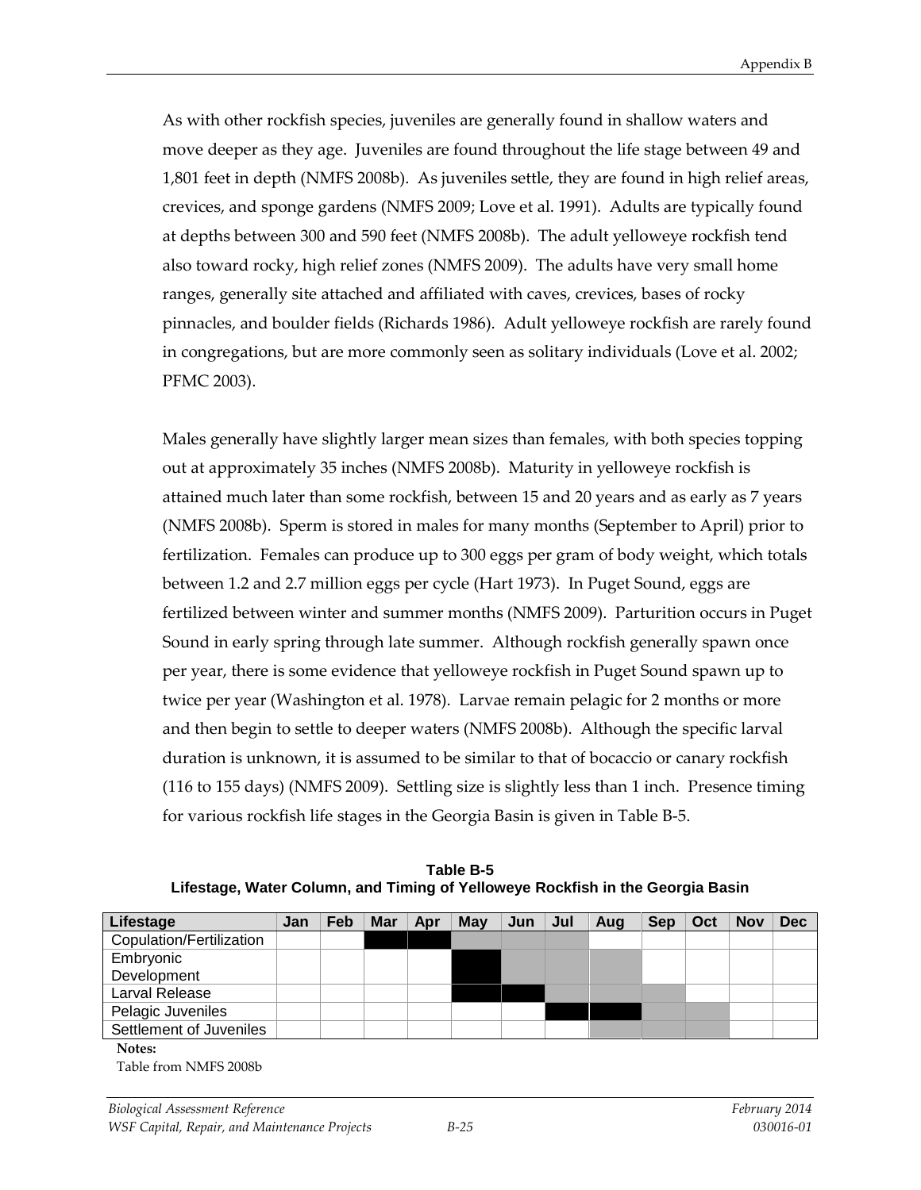As with other rockfish species, juveniles are generally found in shallow waters and move deeper as they age. Juveniles are found throughout the life stage between 49 and 1,801 feet in depth (NMFS 2008b). As juveniles settle, they are found in high relief areas, crevices, and sponge gardens (NMFS 2009; Love et al. 1991). Adults are typically found at depths between 300 and 590 feet (NMFS 2008b). The adult yelloweye rockfish tend also toward rocky, high relief zones (NMFS 2009). The adults have very small home ranges, generally site attached and affiliated with caves, crevices, bases of rocky pinnacles, and boulder fields (Richards 1986). Adult yelloweye rockfish are rarely found in congregations, but are more commonly seen as solitary individuals (Love et al. 2002; PFMC 2003).

Males generally have slightly larger mean sizes than females, with both species topping out at approximately 35 inches (NMFS 2008b). Maturity in yelloweye rockfish is attained much later than some rockfish, between 15 and 20 years and as early as 7 years (NMFS 2008b). Sperm is stored in males for many months (September to April) prior to fertilization. Females can produce up to 300 eggs per gram of body weight, which totals between 1.2 and 2.7 million eggs per cycle (Hart 1973). In Puget Sound, eggs are fertilized between winter and summer months (NMFS 2009). Parturition occurs in Puget Sound in early spring through late summer. Although rockfish generally spawn once per year, there is some evidence that yelloweye rockfish in Puget Sound spawn up to twice per year (Washington et al. 1978). Larvae remain pelagic for 2 months or more and then begin to settle to deeper waters (NMFS 2008b). Although the specific larval duration is unknown, it is assumed to be similar to that of bocaccio or canary rockfish (116 to 155 days) (NMFS 2009). Settling size is slightly less than 1 inch. Presence timing for various rockfish life stages in the Georgia Basin is given in Table B-5.

**Table B-5**
**Lifestage, Water Column, and Timing of Yelloweye Rockfish in the Georgia Basin**

| Lifestage | Jan | Feb | Mar | Apr | May | Jun | Jul | Aug | Sep | Oct | Nov | Dec |
|---|---|---|---|---|---|---|---|---|---|---|---|---|
| Copulation/Fertilization | | | | | | | | | | | | |
| Embryonic Development | | | | | | | | | | | | |
| Larval Release | | | | | | | | | | | | |
| Pelagic Juveniles | | | | | | | | | | | | |
| Settlement of Juveniles | | | | | | | | | | | | |

**Notes:**
Table from NMFS 2008b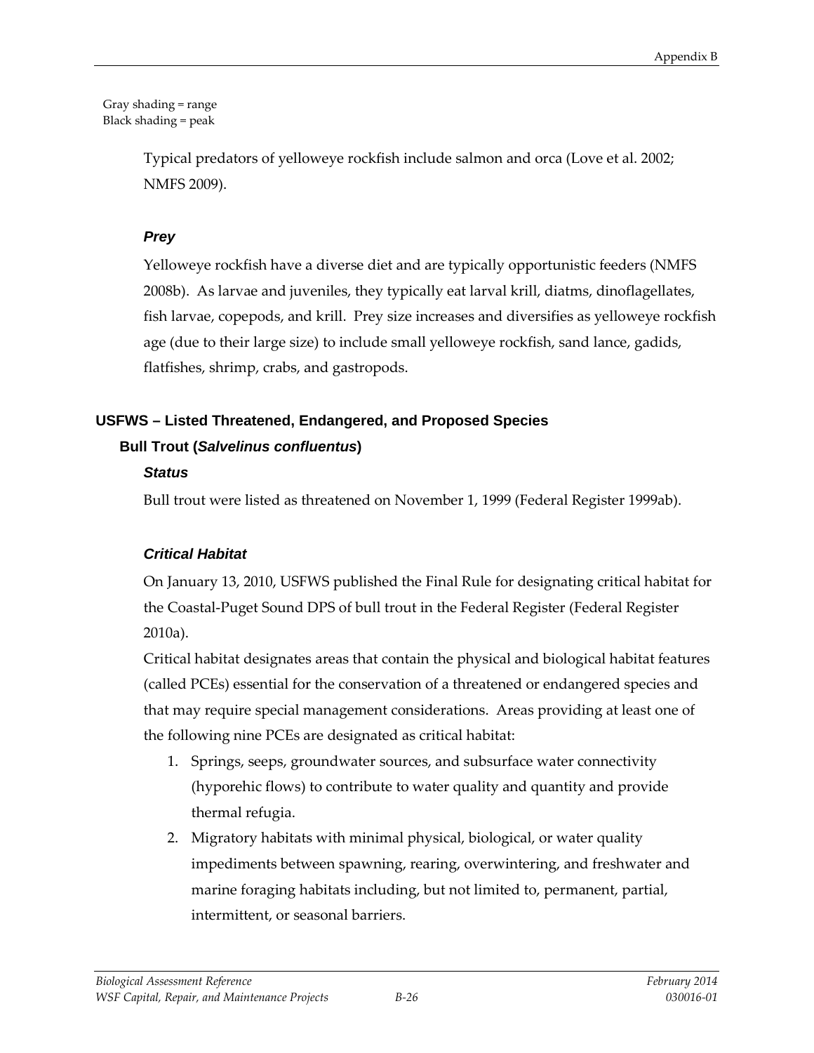Gray shading = range
Black shading = peak

Typical predators of yelloweye rockfish include salmon and orca (Love et al. 2002; NMFS 2009).

#### *Prey*

Yelloweye rockfish have a diverse diet and are typically opportunistic feeders (NMFS 2008b). As larvae and juveniles, they typically eat larval krill, diatms, dinoflagellates, fish larvae, copepods, and krill. Prey size increases and diversifies as yelloweye rockfish age (due to their large size) to include small yelloweye rockfish, sand lance, gadids, flatfishes, shrimp, crabs, and gastropods.

## USFWS – Listed Threatened, Endangered, and Proposed Species

### Bull Trout (*Salvelinus confluentus*)

#### *Status*

Bull trout were listed as threatened on November 1, 1999 (Federal Register 1999ab).

#### *Critical Habitat*

On January 13, 2010, USFWS published the Final Rule for designating critical habitat for the Coastal-Puget Sound DPS of bull trout in the Federal Register (Federal Register 2010a).

Critical habitat designates areas that contain the physical and biological habitat features (called PCEs) essential for the conservation of a threatened or endangered species and that may require special management considerations. Areas providing at least one of the following nine PCEs are designated as critical habitat:

1. Springs, seeps, groundwater sources, and subsurface water connectivity (hyporehic flows) to contribute to water quality and quantity and provide thermal refugia.
2. Migratory habitats with minimal physical, biological, or water quality impediments between spawning, rearing, overwintering, and freshwater and marine foraging habitats including, but not limited to, permanent, partial, intermittent, or seasonal barriers.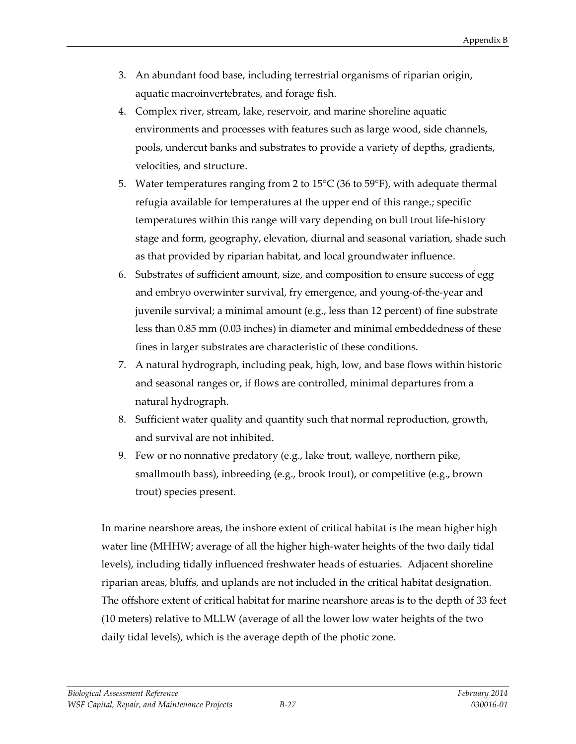3. An abundant food base, including terrestrial organisms of riparian origin, aquatic macroinvertebrates, and forage fish.
4. Complex river, stream, lake, reservoir, and marine shoreline aquatic environments and processes with features such as large wood, side channels, pools, undercut banks and substrates to provide a variety of depths, gradients, velocities, and structure.
5. Water temperatures ranging from 2 to 15°C (36 to 59°F), with adequate thermal refugia available for temperatures at the upper end of this range.; specific temperatures within this range will vary depending on bull trout life-history stage and form, geography, elevation, diurnal and seasonal variation, shade such as that provided by riparian habitat, and local groundwater influence.
6. Substrates of sufficient amount, size, and composition to ensure success of egg and embryo overwinter survival, fry emergence, and young-of-the-year and juvenile survival; a minimal amount (e.g., less than 12 percent) of fine substrate less than 0.85 mm (0.03 inches) in diameter and minimal embeddedness of these fines in larger substrates are characteristic of these conditions.
7. A natural hydrograph, including peak, high, low, and base flows within historic and seasonal ranges or, if flows are controlled, minimal departures from a natural hydrograph.
8. Sufficient water quality and quantity such that normal reproduction, growth, and survival are not inhibited.
9. Few or no nonnative predatory (e.g., lake trout, walleye, northern pike, smallmouth bass), inbreeding (e.g., brook trout), or competitive (e.g., brown trout) species present.

In marine nearshore areas, the inshore extent of critical habitat is the mean higher high water line (MHHW; average of all the higher high-water heights of the two daily tidal levels), including tidally influenced freshwater heads of estuaries. Adjacent shoreline riparian areas, bluffs, and uplands are not included in the critical habitat designation. The offshore extent of critical habitat for marine nearshore areas is to the depth of 33 feet (10 meters) relative to MLLW (average of all the lower low water heights of the two daily tidal levels), which is the average depth of the photic zone.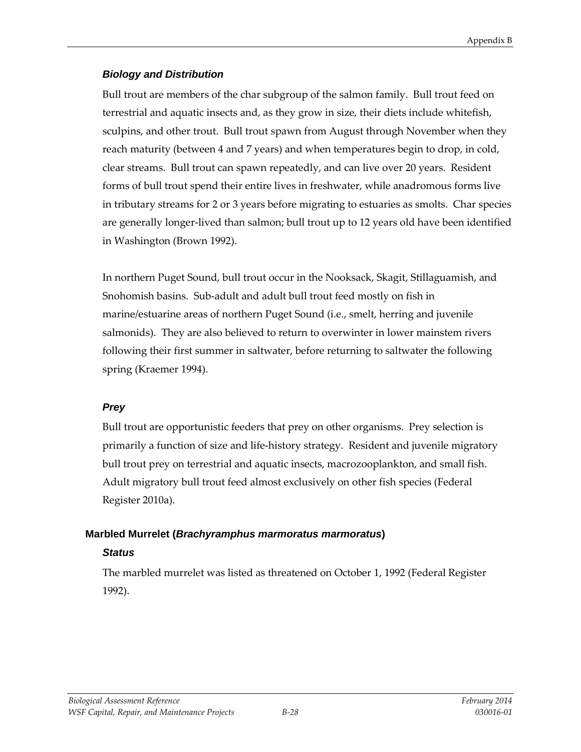### *Biology and Distribution*

Bull trout are members of the char subgroup of the salmon family. Bull trout feed on terrestrial and aquatic insects and, as they grow in size, their diets include whitefish, sculpins, and other trout. Bull trout spawn from August through November when they reach maturity (between 4 and 7 years) and when temperatures begin to drop, in cold, clear streams. Bull trout can spawn repeatedly, and can live over 20 years. Resident forms of bull trout spend their entire lives in freshwater, while anadromous forms live in tributary streams for 2 or 3 years before migrating to estuaries as smolts. Char species are generally longer-lived than salmon; bull trout up to 12 years old have been identified in Washington (Brown 1992).

In northern Puget Sound, bull trout occur in the Nooksack, Skagit, Stillaguamish, and Snohomish basins. Sub-adult and adult bull trout feed mostly on fish in marine/estuarine areas of northern Puget Sound (i.e., smelt, herring and juvenile salmonids). They are also believed to return to overwinter in lower mainstem rivers following their first summer in saltwater, before returning to saltwater the following spring (Kraemer 1994).

### *Prey*

Bull trout are opportunistic feeders that prey on other organisms. Prey selection is primarily a function of size and life-history strategy. Resident and juvenile migratory bull trout prey on terrestrial and aquatic insects, macrozooplankton, and small fish. Adult migratory bull trout feed almost exclusively on other fish species (Federal Register 2010a).

## Marbled Murrelet (*Brachyramphus marmoratus marmoratus*)

### *Status*

The marbled murrelet was listed as threatened on October 1, 1992 (Federal Register 1992).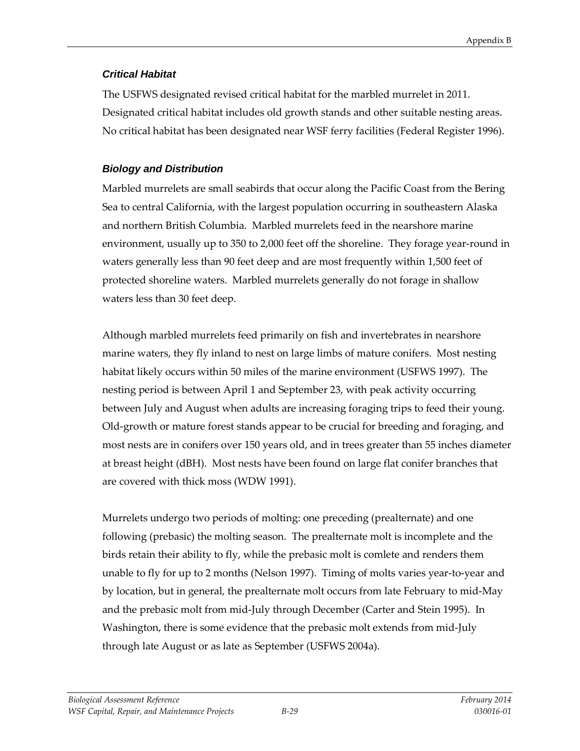### *Critical Habitat*

The USFWS designated revised critical habitat for the marbled murrelet in 2011. Designated critical habitat includes old growth stands and other suitable nesting areas. No critical habitat has been designated near WSF ferry facilities (Federal Register 1996).

### *Biology and Distribution*

Marbled murrelets are small seabirds that occur along the Pacific Coast from the Bering Sea to central California, with the largest population occurring in southeastern Alaska and northern British Columbia. Marbled murrelets feed in the nearshore marine environment, usually up to 350 to 2,000 feet off the shoreline. They forage year-round in waters generally less than 90 feet deep and are most frequently within 1,500 feet of protected shoreline waters. Marbled murrelets generally do not forage in shallow waters less than 30 feet deep.

Although marbled murrelets feed primarily on fish and invertebrates in nearshore marine waters, they fly inland to nest on large limbs of mature conifers. Most nesting habitat likely occurs within 50 miles of the marine environment (USFWS 1997). The nesting period is between April 1 and September 23, with peak activity occurring between July and August when adults are increasing foraging trips to feed their young. Old-growth or mature forest stands appear to be crucial for breeding and foraging, and most nests are in conifers over 150 years old, and in trees greater than 55 inches diameter at breast height (dBH). Most nests have been found on large flat conifer branches that are covered with thick moss (WDW 1991).

Murrelets undergo two periods of molting: one preceding (prealternate) and one following (prebasic) the molting season. The prealternate molt is incomplete and the birds retain their ability to fly, while the prebasic molt is comlete and renders them unable to fly for up to 2 months (Nelson 1997). Timing of molts varies year-to-year and by location, but in general, the prealternate molt occurs from late February to mid-May and the prebasic molt from mid-July through December (Carter and Stein 1995). In Washington, there is some evidence that the prebasic molt extends from mid-July through late August or as late as September (USFWS 2004a).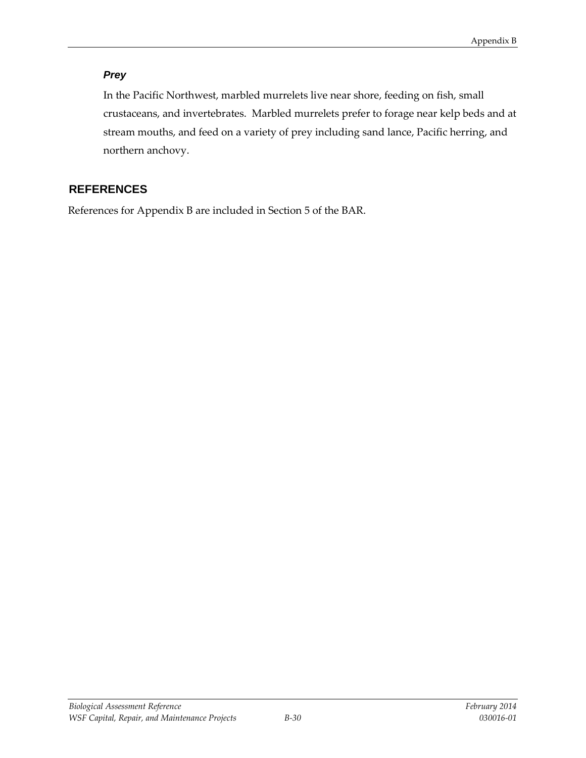#### *Prey*

In the Pacific Northwest, marbled murrelets live near shore, feeding on fish, small crustaceans, and invertebrates. Marbled murrelets prefer to forage near kelp beds and at stream mouths, and feed on a variety of prey including sand lance, Pacific herring, and northern anchovy.

## REFERENCES

References for Appendix B are included in Section 5 of the BAR.